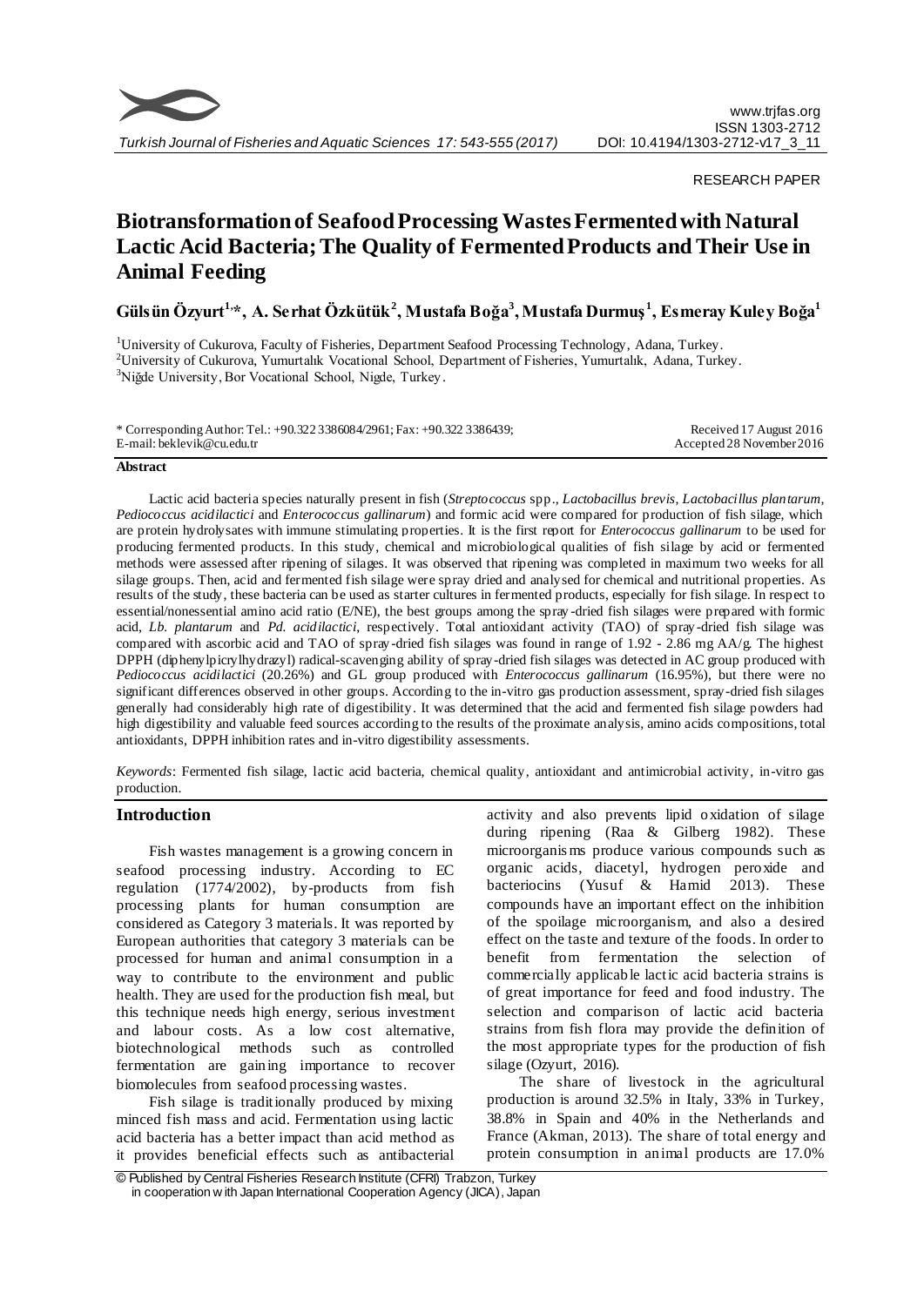RESEARCH PAPER

# Biotransformation of Seafood Processing Wastes Fermented with Natural Lactic Acid Bacteria; The Quality of Fermented Products and Their Use in Animal Feeding

**Gülsün Özyurt[1,*], A. Serhat Özkütük[2], Mustafa Boğa[3], Mustafa Durmuş[1], Esmeray Kuley Boğa[1]**

[1]University of Cukurova, Faculty of Fisheries, Department Seafood Processing Technology, Adana, Turkey.
[2]University of Cukurova, Yumurtalık Vocational School, Department of Fisheries, Yumurtalık, Adana, Turkey.
[3]Niğde University, Bor Vocational School, Nigde, Turkey.

\* Corresponding Author: Tel.: +90.322 3386084/2961; Fax: +90.322 3386439;
E-mail: beklevik@cu.edu.tr

Received 17 August 2016
Accepted 28 November 2016

**Abstract**

Lactic acid bacteria species naturally present in fish (*Streptococcus* spp., *Lactobacillus brevis*, *Lactobacillus plantarum*, *Pediococcus acidilactici* and *Enterococcus gallinarum*) and formic acid were compared for production of fish silage, which are protein hydrolysates with immune stimulating properties. It is the first report for *Enterococcus gallinarum* to be used for producing fermented products. In this study, chemical and microbiological qualities of fish silage by acid or fermented methods were assessed after ripening of silages. It was observed that ripening was completed in maximum two weeks for all silage groups. Then, acid and fermented fish silage were spray dried and analysed for chemical and nutritional properties. As results of the study, these bacteria can be used as starter cultures in fermented products, especially for fish silage. In respect to essential/nonessential amino acid ratio (E/NE), the best groups among the spray-dried fish silages were prepared with formic acid, *Lb. plantarum* and *Pd. acidilactici*, respectively. Total antioxidant activity (TAO) of spray-dried fish silage was compared with ascorbic acid and TAO of spray-dried fish silages was found in range of 1.92 - 2.86 mg AA/g. The highest DPPH (diphenylpicrylhydrazyl) radical-scavenging ability of spray-dried fish silages was detected in AC group produced with *Pediococcus acidilactici* (20.26%) and GL group produced with *Enterococcus gallinarum* (16.95%), but there were no significant differences observed in other groups. According to the in-vitro gas production assessment, spray-dried fish silages generally had considerably high rate of digestibility. It was determined that the acid and fermented fish silage powders had high digestibility and valuable feed sources according to the results of the proximate analysis, amino acids compositions, total antioxidants, DPPH inhibition rates and in-vitro digestibility assessments.

*Keywords*: Fermented fish silage, lactic acid bacteria, chemical quality, antioxidant and antimicrobial activity, in-vitro gas production.

## Introduction

Fish wastes management is a growing concern in seafood processing industry. According to EC regulation (1774/2002), by-products from fish processing plants for human consumption are considered as Category 3 materials. It was reported by European authorities that category 3 materials can be processed for human and animal consumption in a way to contribute to the environment and public health. They are used for the production fish meal, but this technique needs high energy, serious investment and labour costs. As a low cost alternative, biotechnological methods such as controlled fermentation are gaining importance to recover biomolecules from seafood processing wastes.

Fish silage is traditionally produced by mixing minced fish mass and acid. Fermentation using lactic acid bacteria has a better impact than acid method as it provides beneficial effects such as antibacterial activity and also prevents lipid oxidation of silage during ripening (Raa & Gilberg 1982). These microorganisms produce various compounds such as organic acids, diacetyl, hydrogen peroxide and bacteriocins (Yusuf & Hamid 2013). These compounds have an important effect on the inhibition of the spoilage microorganism, and also a desired effect on the taste and texture of the foods. In order to benefit from fermentation the selection of commercially applicable lactic acid bacteria strains is of great importance for feed and food industry. The selection and comparison of lactic acid bacteria strains from fish flora may provide the definition of the most appropriate types for the production of fish silage (Ozyurt, 2016).

The share of livestock in the agricultural production is around 32.5% in Italy, 33% in Turkey, 38.8% in Spain and 40% in the Netherlands and France (Akman, 2013). The share of total energy and protein consumption in animal products are 17.0%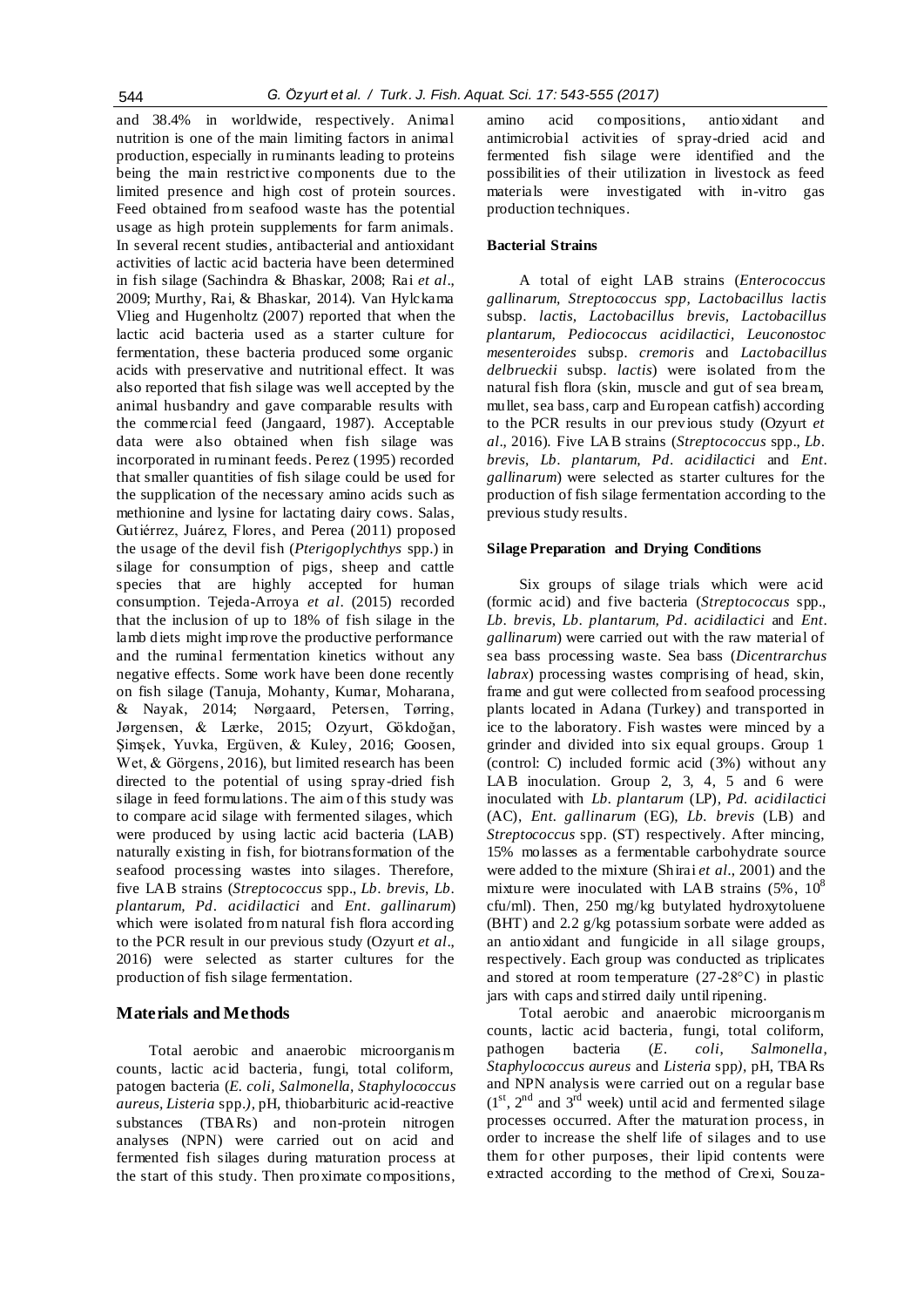and 38.4% in worldwide, respectively. Animal nutrition is one of the main limiting factors in animal production, especially in ruminants leading to proteins being the main restrictive components due to the limited presence and high cost of protein sources. Feed obtained from seafood waste has the potential usage as high protein supplements for farm animals. In several recent studies, antibacterial and antioxidant activities of lactic acid bacteria have been determined in fish silage (Sachindra & Bhaskar, 2008; Rai *et al*., 2009; Murthy, Rai, & Bhaskar, 2014). Van Hylckama Vlieg and Hugenholtz (2007) reported that when the lactic acid bacteria used as a starter culture for fermentation, these bacteria produced some organic acids with preservative and nutritional effect. It was also reported that fish silage was well accepted by the animal husbandry and gave comparable results with the commercial feed (Jangaard, 1987). Acceptable data were also obtained when fish silage was incorporated in ruminant feeds. Perez (1995) recorded that smaller quantities of fish silage could be used for the supplication of the necessary amino acids such as methionine and lysine for lactating dairy cows. Salas, Gutiérrez, Juárez, Flores, and Perea (2011) proposed the usage of the devil fish (*Pterigoplychthys* spp.) in silage for consumption of pigs, sheep and cattle species that are highly accepted for human consumption. Tejeda-Arroya *et al*. (2015) recorded that the inclusion of up to 18% of fish silage in the lamb diets might improve the productive performance and the ruminal fermentation kinetics without any negative effects. Some work have been done recently on fish silage (Tanuja, Mohanty, Kumar, Moharana, & Nayak, 2014; Nørgaard, Petersen, Tørring, Jørgensen, & Lærke, 2015; Ozyurt, Gökdoğan, Şimşek, Yuvka, Ergüven, & Kuley, 2016; Goosen, Wet, & Görgens, 2016), but limited research has been directed to the potential of using spray-dried fish silage in feed formulations. The aim of this study was to compare acid silage with fermented silages, which were produced by using lactic acid bacteria (LAB) naturally existing in fish, for biotransformation of the seafood processing wastes into silages. Therefore, five LAB strains (*Streptococcus* spp., *Lb. brevis*, *Lb. plantarum*, *Pd. acidilactici* and *Ent. gallinarum*) which were isolated from natural fish flora according to the PCR result in our previous study (Ozyurt *et al*., 2016) were selected as starter cultures for the production of fish silage fermentation.

## Materials and Methods

Total aerobic and anaerobic microorganism counts, lactic acid bacteria, fungi, total coliform, patogen bacteria (*E. coli, Salmonella, Staphylococcus aureus, Listeria* spp.*)*, pH, thiobarbituric acid-reactive substances (TBARs) and non-protein nitrogen analyses (NPN) were carried out on acid and fermented fish silages during maturation process at the start of this study. Then proximate compositions, amino acid compositions, antioxidant and antimicrobial activities of spray-dried acid and fermented fish silage were identified and the possibilities of their utilization in livestock as feed materials were investigated with in-vitro gas production techniques.

### Bacterial Strains

A total of eight LAB strains (*Enterococcus gallinarum, Streptococcus spp, Lactobacillus lactis* subsp. *lactis, Lactobacillus brevis, Lactobacillus plantarum, Pediococcus acidilactici, Leuconostoc mesenteroides* subsp. *cremoris* and *Lactobacillus delbrueckii* subsp. *lactis*) were isolated from the natural fish flora (skin, muscle and gut of sea bream, mullet, sea bass, carp and European catfish) according to the PCR results in our previous study (Ozyurt *et al*., 2016). Five LAB strains (*Streptococcus* spp., *Lb. brevis*, *Lb. plantarum*, *Pd. acidilactici* and *Ent. gallinarum*) were selected as starter cultures for the production of fish silage fermentation according to the previous study results.

### Silage Preparation and Drying Conditions

Six groups of silage trials which were acid (formic acid) and five bacteria (*Streptococcus* spp., *Lb. brevis*, *Lb. plantarum, Pd. acidilactici* and *Ent. gallinarum*) were carried out with the raw material of sea bass processing waste. Sea bass (*Dicentrarchus labrax*) processing wastes comprising of head, skin, frame and gut were collected from seafood processing plants located in Adana (Turkey) and transported in ice to the laboratory. Fish wastes were minced by a grinder and divided into six equal groups. Group 1 (control: C) included formic acid (3%) without any LAB inoculation. Group 2, 3, 4, 5 and 6 were inoculated with *Lb. plantarum* (LP), *Pd. acidilactici* (AC), *Ent. gallinarum* (EG), *Lb. brevis* (LB) and *Streptococcus* spp. (ST) respectively. After mincing, 15% molasses as a fermentable carbohydrate source were added to the mixture (Shirai *et al*., 2001) and the mixture were inoculated with LAB strains (5%, $10^8$ cfu/ml). Then, 250 mg/kg butylated hydroxytoluene (BHT) and 2.2 g/kg potassium sorbate were added as an antioxidant and fungicide in all silage groups, respectively. Each group was conducted as triplicates and stored at room temperature (27-28°C) in plastic jars with caps and stirred daily until ripening.

Total aerobic and anaerobic microorganism counts, lactic acid bacteria, fungi, total coliform, pathogen bacteria (*E. coli*, *Salmonella*, *Staphylococcus aureus* and *Listeria* spp*)*, pH, TBARs and NPN analysis were carried out on a regular base ($1^{st}$, $2^{nd}$ and $3^{rd}$ week) until acid and fermented silage processes occurred. After the maturation process, in order to increase the shelf life of silages and to use them for other purposes, their lipid contents were extracted according to the method of Crexi, Souza-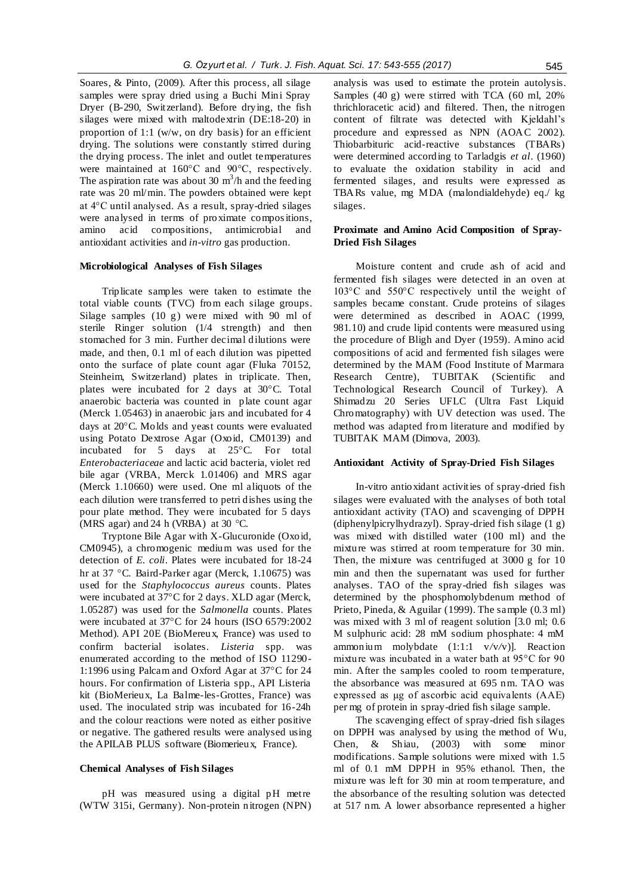Soares, & Pinto, (2009). After this process, all silage samples were spray dried using a Buchi Mini Spray Dryer (B-290, Switzerland). Before drying, the fish silages were mixed with maltodextrin (DE:18-20) in proportion of 1:1 (w/w, on dry basis) for an efficient drying. The solutions were constantly stirred during the drying process. The inlet and outlet temperatures were maintained at 160°C and 90°C, respectively. The aspiration rate was about 30 $m^3$/h and the feeding rate was 20 ml/min. The powders obtained were kept at 4°C until analysed. As a result, spray-dried silages were analysed in terms of proximate compositions, amino acid compositions, antimicrobial and antioxidant activities and *in-vitro* gas production.

### Microbiological Analyses of Fish Silages

Triplicate samples were taken to estimate the total viable counts (TVC) from each silage groups. Silage samples (10 g) were mixed with 90 ml of sterile Ringer solution (1/4 strength) and then stomached for 3 min. Further decimal dilutions were made, and then, 0.1 ml of each dilution was pipetted onto the surface of plate count agar (Fluka 70152, Steinheim, Switzerland) plates in triplicate. Then, plates were incubated for 2 days at 30°C. Total anaerobic bacteria was counted in plate count agar (Merck 1.05463) in anaerobic jars and incubated for 4 days at 20°C. Molds and yeast counts were evaluated using Potato Dextrose Agar (Oxoid, CM0139) and incubated for 5 days at 25°C. For total *Enterobacteriaceae* and lactic acid bacteria, violet red bile agar (VRBA, Merck 1.01406) and MRS agar (Merck 1.10660) were used. One ml aliquots of the each dilution were transferred to petri dishes using the pour plate method. They were incubated for 5 days (MRS agar) and 24 h (VRBA) at 30 °C.

Tryptone Bile Agar with X-Glucuronide (Oxoid, CM0945), a chromogenic medium was used for the detection of *E. coli*. Plates were incubated for 18-24 hr at 37 °C. Baird-Parker agar (Merck, 1.10675) was used for the *Staphylococcus aureus* counts. Plates were incubated at 37°C for 2 days. XLD agar (Merck, 1.05287) was used for the *Salmonella* counts. Plates were incubated at 37°C for 24 hours (ISO 6579:2002 Method). API 20E (BioMereux, France) was used to confirm bacterial isolates. *Listeria* spp. was enumerated according to the method of ISO 11290-1:1996 using Palcam and Oxford Agar at 37°C for 24 hours. For confirmation of Listeria spp., API Listeria kit (BioMerieux, La Balme-les-Grottes, France) was used. The inoculated strip was incubated for 16-24h and the colour reactions were noted as either positive or negative. The gathered results were analysed using the APILAB PLUS software (Biomerieux, France).

### Chemical Analyses of Fish Silages

pH was measured using a digital pH metre (WTW 315i, Germany). Non-protein nitrogen (NPN) analysis was used to estimate the protein autolysis. Samples (40 g) were stirred with TCA (60 ml, 20% thrichloracetic acid) and filtered. Then, the nitrogen content of filtrate was detected with Kjeldahl's procedure and expressed as NPN (AOAC 2002). Thiobarbituric acid-reactive substances (TBARs) were determined according to Tarladgis *et al*. (1960) to evaluate the oxidation stability in acid and fermented silages, and results were expressed as TBARs value, mg MDA (malondialdehyde) eq./ kg silages.

### Proximate and Amino Acid Composition of Spray-Dried Fish Silages

Moisture content and crude ash of acid and fermented fish silages were detected in an oven at 103°C and 550°C respectively until the weight of samples became constant. Crude proteins of silages were determined as described in AOAC (1999, 981.10) and crude lipid contents were measured using the procedure of Bligh and Dyer (1959). Amino acid compositions of acid and fermented fish silages were determined by the MAM (Food Institute of Marmara Research Centre), TUBITAK (Scientific and Technological Research Council of Turkey). A Shimadzu 20 Series UFLC (Ultra Fast Liquid Chromatography) with UV detection was used. The method was adapted from literature and modified by TUBITAK MAM (Dimova, 2003).

### Antioxidant Activity of Spray-Dried Fish Silages

In-vitro antioxidant activities of spray-dried fish silages were evaluated with the analyses of both total antioxidant activity (TAO) and scavenging of DPPH (diphenylpicrylhydrazyl). Spray-dried fish silage (1 g) was mixed with distilled water (100 ml) and the mixture was stirred at room temperature for 30 min. Then, the mixture was centrifuged at 3000 g for 10 min and then the supernatant was used for further analyses. TAO of the spray-dried fish silages was determined by the phosphomolybdenum method of Prieto, Pineda, & Aguilar (1999). The sample (0.3 ml) was mixed with 3 ml of reagent solution [3.0 ml; 0.6 M sulphuric acid: 28 mM sodium phosphate: 4 mM ammonium molybdate (1:1:1 v/v/v)]. Reaction mixture was incubated in a water bath at 95°C for 90 min. After the samples cooled to room temperature, the absorbance was measured at 695 nm. TAO was expressed as µg of ascorbic acid equivalents (AAE) per mg of protein in spray-dried fish silage sample.

The scavenging effect of spray-dried fish silages on DPPH was analysed by using the method of Wu, Chen, & Shiau, (2003) with some minor modifications. Sample solutions were mixed with 1.5 ml of 0.1 mM DPPH in 95% ethanol. Then, the mixture was left for 30 min at room temperature, and the absorbance of the resulting solution was detected at 517 nm. A lower absorbance represented a higher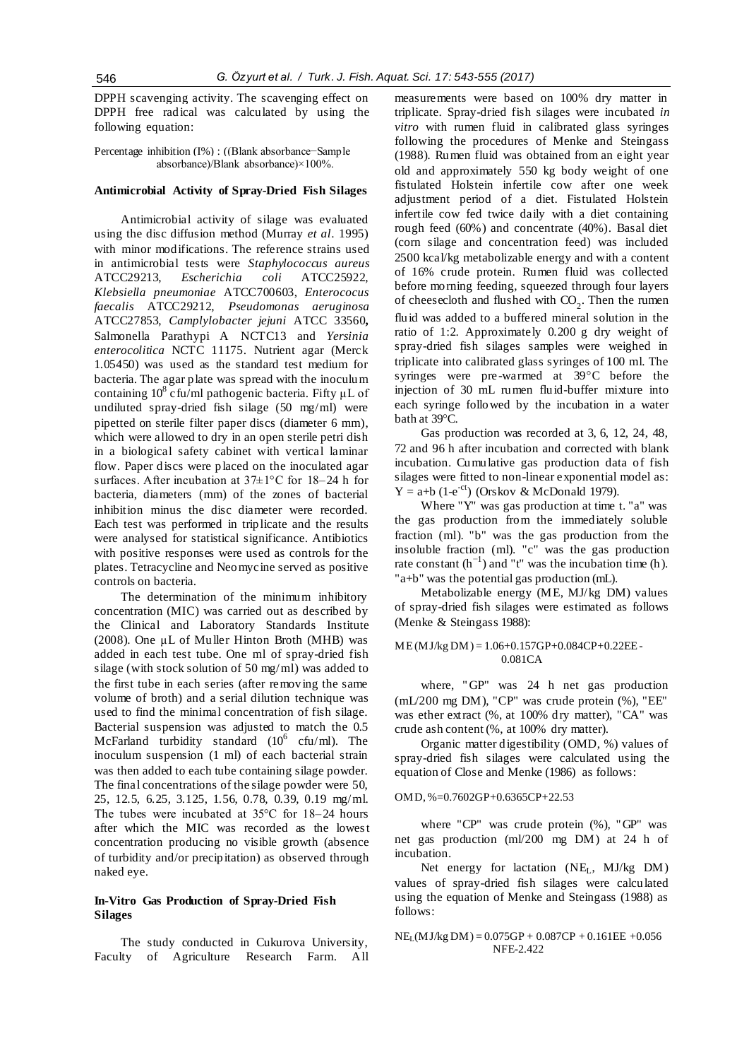DPPH scavenging activity. The scavenging effect on DPPH free radical was calculated by using the following equation:

Percentage inhibition (I%) : ((Blank absorbance−Sample absorbance)/Blank absorbance)×100%.

### Antimicrobial Activity of Spray-Dried Fish Silages

Antimicrobial activity of silage was evaluated using the disc diffusion method (Murray *et al*. 1995) with minor modifications. The reference strains used in antimicrobial tests were *Staphylococcus aureus* ATCC29213, *Escherichia coli* ATCC25922, *Klebsiella pneumoniae* ATCC700603, *Enterococus faecalis* ATCC29212, *Pseudomonas aeruginosa* ATCC27853, *Camplylobacter jejuni* ATCC 33560, Salmonella Parathypi A NCTC13 and *Yersinia enterocolitica* NCTC 11175. Nutrient agar (Merck 1.05450) was used as the standard test medium for bacteria. The agar plate was spread with the inoculum containing $10^8$ cfu/ml pathogenic bacteria. Fifty µL of undiluted spray-dried fish silage (50 mg/ml) were pipetted on sterile filter paper discs (diameter 6 mm), which were allowed to dry in an open sterile petri dish in a biological safety cabinet with vertical laminar flow. Paper discs were placed on the inoculated agar surfaces. After incubation at 37±1°C for 18–24 h for bacteria, diameters (mm) of the zones of bacterial inhibition minus the disc diameter were recorded. Each test was performed in triplicate and the results were analysed for statistical significance. Antibiotics with positive responses were used as controls for the plates. Tetracycline and Neomycine served as positive controls on bacteria.

The determination of the minimum inhibitory concentration (MIC) was carried out as described by the Clinical and Laboratory Standards Institute (2008). One µL of Muller Hinton Broth (MHB) was added in each test tube. One ml of spray-dried fish silage (with stock solution of 50 mg/ml) was added to the first tube in each series (after removing the same volume of broth) and a serial dilution technique was used to find the minimal concentration of fish silage. Bacterial suspension was adjusted to match the 0.5 McFarland turbidity standard ($10^6$ cfu/ml). The inoculum suspension (1 ml) of each bacterial strain was then added to each tube containing silage powder. The final concentrations of the silage powder were 50, 25, 12.5, 6.25, 3.125, 1.56, 0.78, 0.39, 0.19 mg/ml. The tubes were incubated at 35°C for 18–24 hours after which the MIC was recorded as the lowest concentration producing no visible growth (absence of turbidity and/or precipitation) as observed through naked eye.

### In-Vitro Gas Production of Spray-Dried Fish Silages

The study conducted in Cukurova University, Faculty of Agriculture Research Farm. All measurements were based on 100% dry matter in triplicate. Spray-dried fish silages were incubated *in vitro* with rumen fluid in calibrated glass syringes following the procedures of Menke and Steingass (1988). Rumen fluid was obtained from an eight year old and approximately 550 kg body weight of one fistulated Holstein infertile cow after one week adjustment period of a diet. Fistulated Holstein infertile cow fed twice daily with a diet containing rough feed (60%) and concentrate (40%). Basal diet (corn silage and concentration feed) was included 2500 kcal/kg metabolizable energy and with a content of 16% crude protein. Rumen fluid was collected before morning feeding, squeezed through four layers of cheesecloth and flushed with $CO_2$. Then the rumen fluid was added to a buffered mineral solution in the ratio of 1:2. Approximately 0.200 g dry weight of spray-dried fish silages samples were weighed in triplicate into calibrated glass syringes of 100 ml. The syringes were pre-warmed at 39°C before the injection of 30 mL rumen fluid-buffer mixture into each syringe followed by the incubation in a water bath at 39°C.

Gas production was recorded at 3, 6, 12, 24, 48, 72 and 96 h after incubation and corrected with blank incubation. Cumulative gas production data of fish silages were fitted to non-linear exponential model as: $Y = a+b\,(1-e^{-ct})$ (Orskov & McDonald 1979).

Where "Y" was gas production at time t. "a" was the gas production from the immediately soluble fraction (ml). "b" was the gas production from the insoluble fraction (ml). "c" was the gas production rate constant ($h^{-1}$) and "t" was the incubation time (h). "a+b" was the potential gas production (mL).

Metabolizable energy (ME, MJ/kg DM) values of spray-dried fish silages were estimated as follows (Menke & Steingass 1988):

$$ME\,(MJ/kg\,DM) = 1.06+0.157GP+0.084CP+0.22EE-0.081CA$$

where, "GP" was 24 h net gas production (mL/200 mg DM), "CP" was crude protein (%), "EE" was ether extract (%, at 100% dry matter), "CA" was crude ash content (%, at 100% dry matter).

Organic matter digestibility (OMD, %) values of spray-dried fish silages were calculated using the equation of Close and Menke (1986) as follows:

$$OMD,\% = 0.7602GP+0.6365CP+22.53$$

where "CP" was crude protein (%), "GP" was net gas production (ml/200 mg DM) at 24 h of incubation.

Net energy for lactation ($NE_L$, MJ/kg DM) values of spray-dried fish silages were calculated using the equation of Menke and Steingass (1988) as follows:

$$NE_L(MJ/kg\,DM) = 0.075GP + 0.087CP + 0.161EE + 0.056NFE-2.422$$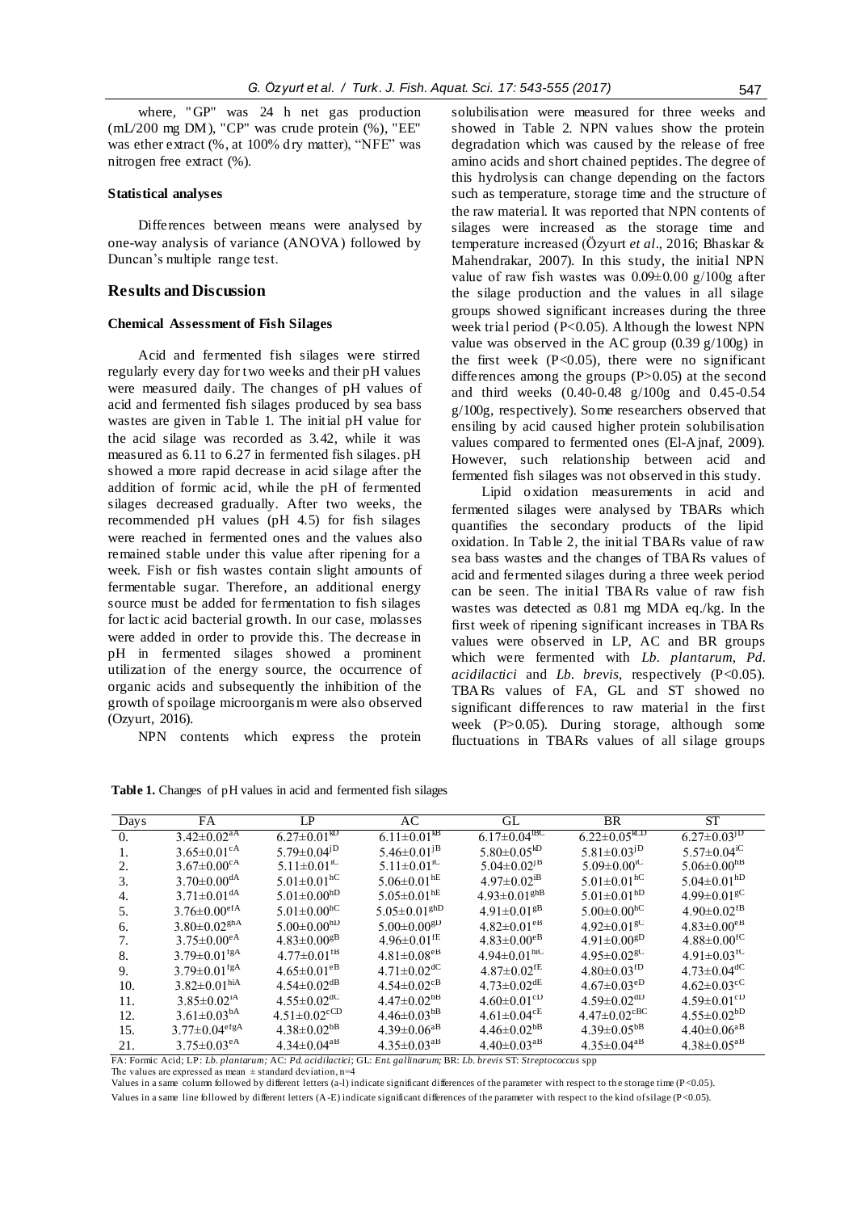where, "GP" was 24 h net gas production (mL/200 mg DM), "CP" was crude protein (%), "EE" was ether extract (%, at 100% dry matter), "NFE" was nitrogen free extract (%).

### Statistical analyses

Differences between means were analysed by one-way analysis of variance (ANOVA) followed by Duncan's multiple range test.

## Results and Discussion

### Chemical Assessment of Fish Silages

Acid and fermented fish silages were stirred regularly every day for two weeks and their pH values were measured daily. The changes of pH values of acid and fermented fish silages produced by sea bass wastes are given in Table 1. The initial pH value for the acid silage was recorded as 3.42, while it was measured as 6.11 to 6.27 in fermented fish silages. pH showed a more rapid decrease in acid silage after the addition of formic acid, while the pH of fermented silages decreased gradually. After two weeks, the recommended pH values (pH 4.5) for fish silages were reached in fermented ones and the values also remained stable under this value after ripening for a week. Fish or fish wastes contain slight amounts of fermentable sugar. Therefore, an additional energy source must be added for fermentation to fish silages for lactic acid bacterial growth. In our case, molasses were added in order to provide this. The decrease in pH in fermented silages showed a prominent utilization of the energy source, the occurrence of organic acids and subsequently the inhibition of the growth of spoilage microorganism were also observed (Ozyurt, 2016).

NPN contents which express the protein solubilisation were measured for three weeks and showed in Table 2. NPN values show the protein degradation which was caused by the release of free amino acids and short chained peptides. The degree of this hydrolysis can change depending on the factors such as temperature, storage time and the structure of the raw material. It was reported that NPN contents of silages were increased as the storage time and temperature increased (Özyurt *et al*., 2016; Bhaskar & Mahendrakar, 2007). In this study, the initial NPN value of raw fish wastes was 0.09±0.00 g/100g after the silage production and the values in all silage groups showed significant increases during the three week trial period (P<0.05). Although the lowest NPN value was observed in the AC group (0.39 g/100g) in the first week (P<0.05), there were no significant differences among the groups (P>0.05) at the second and third weeks (0.40-0.48 g/100g and 0.45-0.54 g/100g, respectively). Some researchers observed that ensiling by acid caused higher protein solubilisation values compared to fermented ones (El-Ajnaf, 2009). However, such relationship between acid and fermented fish silages was not observed in this study.

Lipid oxidation measurements in acid and fermented silages were analysed by TBARs which quantifies the secondary products of the lipid oxidation. In Table 2, the initial TBARs value of raw sea bass wastes and the changes of TBARs values of acid and fermented silages during a three week period can be seen. The initial TBARs value of raw fish wastes was detected as 0.81 mg MDA eq./kg. In the first week of ripening significant increases in TBARs values were observed in LP, AC and BR groups which were fermented with *Lb. plantarum*, *Pd. acidilactici* and *Lb. brevis*, respectively (P<0.05). TBARs values of FA, GL and ST showed no significant differences to raw material in the first week (P>0.05). During storage, although some fluctuations in TBARs values of all silage groups

**Table 1.** Changes of pH values in acid and fermented fish silages

| Days | FA | LP | AC | GL | BR | ST |
|---|---|---|---|---|---|---|
| 0. | $3.42±0.02^{aA}$ | $6.27±0.01^{kD}$ | $6.11±0.01^{kB}$ | $6.17±0.04^{lBC}$ | $6.22±0.05^{kCD}$ | $6.27±0.03^{jD}$ |
| 1. | $3.65±0.01^{cA}$ | $5.79±0.04^{jD}$ | $5.46±0.01^{jB}$ | $5.80±0.05^{kD}$ | $5.81±0.03^{jD}$ | $5.57±0.04^{iC}$ |
| 2. | $3.67±0.00^{cA}$ | $5.11±0.01^{iC}$ | $5.11±0.01^{iC}$ | $5.04±0.02^{jB}$ | $5.09±0.00^{iC}$ | $5.06±0.00^{hB}$ |
| 3. | $3.70±0.00^{dA}$ | $5.01±0.01^{hC}$ | $5.06±0.01^{hE}$ | $4.97±0.02^{iB}$ | $5.01±0.01^{hC}$ | $5.04±0.01^{hD}$ |
| 4. | $3.71±0.01^{dA}$ | $5.01±0.00^{hD}$ | $5.05±0.01^{hE}$ | $4.93±0.01^{ghB}$ | $5.01±0.01^{hD}$ | $4.99±0.01^{gC}$ |
| 5. | $3.76±0.00^{efA}$ | $5.01±0.00^{hC}$ | $5.05±0.01^{ghD}$ | $4.91±0.01^{gB}$ | $5.00±0.00^{hC}$ | $4.90±0.02^{fB}$ |
| 6. | $3.80±0.02^{ghA}$ | $5.00±0.00^{hD}$ | $5.00±0.00^{gD}$ | $4.82±0.01^{eB}$ | $4.92±0.01^{gC}$ | $4.83±0.00^{eB}$ |
| 7. | $3.75±0.00^{eA}$ | $4.83±0.00^{gB}$ | $4.96±0.01^{fE}$ | $4.83±0.00^{eB}$ | $4.91±0.00^{gD}$ | $4.88±0.00^{fC}$ |
| 8. | $3.79±0.01^{fgA}$ | $4.77±0.01^{fB}$ | $4.81±0.08^{eB}$ | $4.94±0.01^{hiC}$ | $4.95±0.02^{gC}$ | $4.91±0.03^{fC}$ |
| 9. | $3.79±0.01^{fgA}$ | $4.65±0.01^{eB}$ | $4.71±0.02^{dC}$ | $4.87±0.02^{fE}$ | $4.80±0.03^{fD}$ | $4.73±0.04^{dC}$ |
| 10. | $3.82±0.01^{hiA}$ | $4.54±0.02^{dB}$ | $4.54±0.02^{cB}$ | $4.73±0.02^{dE}$ | $4.67±0.03^{eD}$ | $4.62±0.03^{cC}$ |
| 11. | $3.85±0.02^{iA}$ | $4.55±0.02^{dC}$ | $4.47±0.02^{bB}$ | $4.60±0.01^{cD}$ | $4.59±0.02^{dD}$ | $4.59±0.01^{cD}$ |
| 12. | $3.61±0.03^{bA}$ | $4.51±0.02^{cCD}$ | $4.46±0.03^{bB}$ | $4.61±0.04^{cE}$ | $4.47±0.02^{cBC}$ | $4.55±0.02^{bD}$ |
| 15. | $3.77±0.04^{efgA}$ | $4.38±0.02^{bB}$ | $4.39±0.06^{aB}$ | $4.46±0.02^{bB}$ | $4.39±0.05^{bB}$ | $4.40±0.06^{aB}$ |
| 21. | $3.75±0.03^{eA}$ | $4.34±0.04^{aB}$ | $4.35±0.03^{aB}$ | $4.40±0.03^{aB}$ | $4.35±0.04^{aB}$ | $4.38±0.05^{aB}$ |

FA: Formic Acid; LP: *Lb. plantarum;* AC: *Pd. acidilactici*; GL: *Ent. gallinarum*; BR: *Lb. brevis* ST: *Streptococcus* spp

The values are expressed as mean ± standard deviation, n=4

Values in a same column followed by different letters (a-l) indicate significant differences of the parameter with respect to the storage time (P<0.05).

Values in a same line followed by different letters (A-E) indicate significant differences of the parameter with respect to the kind of silage (P<0.05).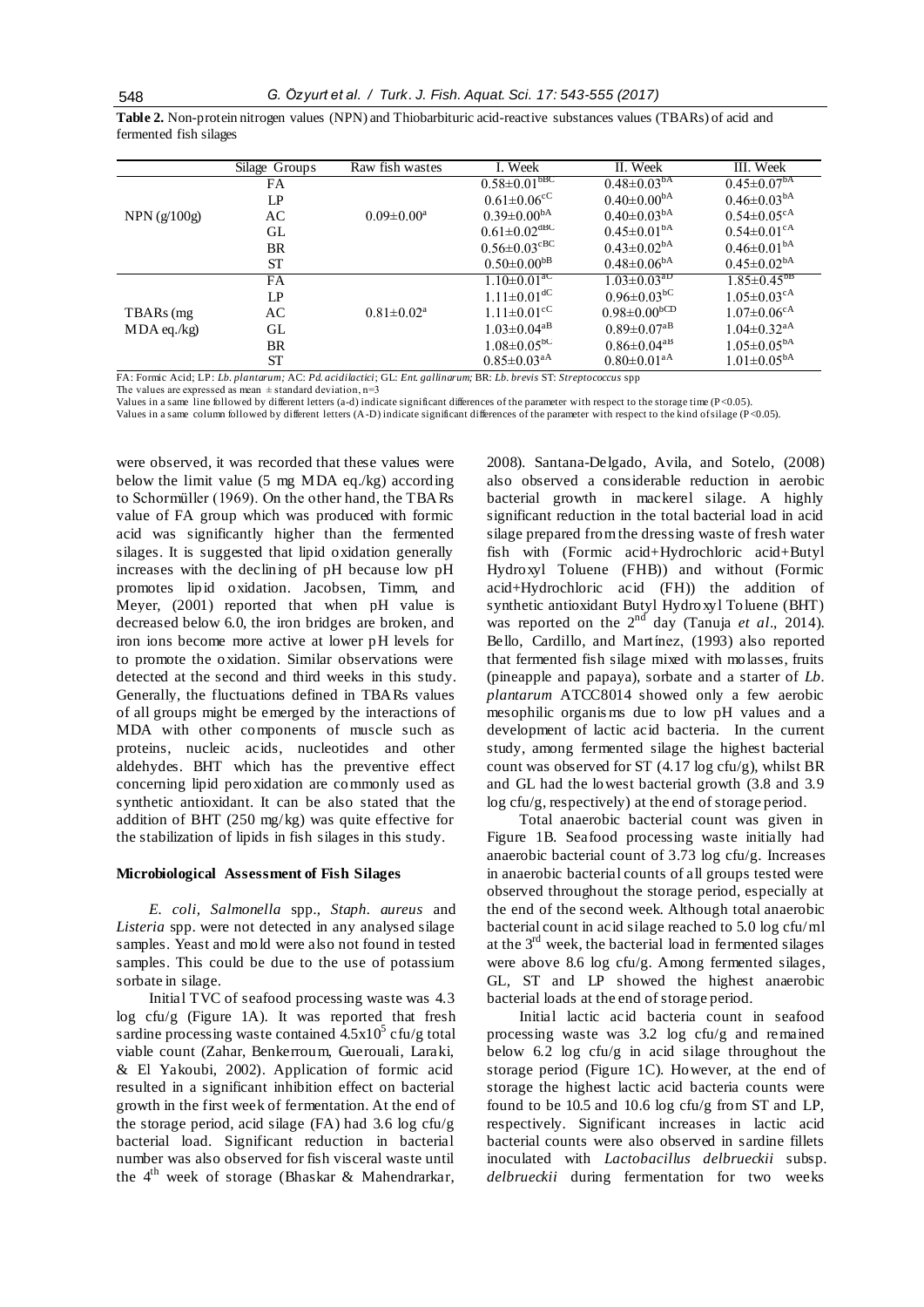**Table 2.** Non-protein nitrogen values (NPN) and Thiobarbituric acid-reactive substances values (TBARs) of acid and fermented fish silages

| | Silage Groups | Raw fish wastes | I. Week | II. Week | III. Week |
|---|---|---|---|---|---|
| NPN (g/100g) | FA | $0.09\pm0.00^{a}$ | $0.58\pm0.01^{bBC}$ | $0.48\pm0.03^{bA}$ | $0.45\pm0.07^{bA}$ |
| | LP | | $0.61\pm0.06^{cC}$ | $0.40\pm0.00^{bA}$ | $0.46\pm0.03^{bA}$ |
| | AC | | $0.39\pm0.00^{bA}$ | $0.40\pm0.03^{bA}$ | $0.54\pm0.05^{cA}$ |
| | GL | | $0.61\pm0.02^{dBC}$ | $0.45\pm0.01^{bA}$ | $0.54\pm0.01^{cA}$ |
| | BR | | $0.56\pm0.03^{cBC}$ | $0.43\pm0.02^{bA}$ | $0.46\pm0.01^{bA}$ |
| | ST | | $0.50\pm0.00^{bB}$ | $0.48\pm0.06^{bA}$ | $0.45\pm0.02^{bA}$ |
| TBARs (mg MDA eq./kg) | FA | $0.81\pm0.02^{a}$ | $1.10\pm0.01^{aC}$ | $1.03\pm0.03^{aD}$ | $1.85\pm0.45^{bB}$ |
| | LP | | $1.11\pm0.01^{dC}$ | $0.96\pm0.03^{bC}$ | $1.05\pm0.03^{cA}$ |
| | AC | | $1.11\pm0.01^{cC}$ | $0.98\pm0.00^{bCD}$ | $1.07\pm0.06^{cA}$ |
| | GL | | $1.03\pm0.04^{aB}$ | $0.89\pm0.07^{aB}$ | $1.04\pm0.32^{aA}$ |
| | BR | | $1.08\pm0.05^{bC}$ | $0.86\pm0.04^{aB}$ | $1.05\pm0.05^{bA}$ |
| | ST | | $0.85\pm0.03^{aA}$ | $0.80\pm0.01^{aA}$ | $1.01\pm0.05^{bA}$ |

FA: Formic Acid; LP: *Lb. plantarum;* AC: *Pd. acidilactici*; GL: *Ent. gallinarum;* BR: *Lb. brevis* ST: *Streptococcus* spp

The values are expressed as mean ± standard deviation, n=3

Values in a same line followed by different letters (a-d) indicate significant differences of the parameter with respect to the storage time (P<0.05).

Values in a same column followed by different letters (A-D) indicate significant differences of the parameter with respect to the kind of silage (P<0.05).

were observed, it was recorded that these values were below the limit value (5 mg MDA eq./kg) according to Schormüller (1969). On the other hand, the TBARs value of FA group which was produced with formic acid was significantly higher than the fermented silages. It is suggested that lipid oxidation generally increases with the declining of pH because low pH promotes lipid oxidation. Jacobsen, Timm, and Meyer, (2001) reported that when pH value is decreased below 6.0, the iron bridges are broken, and iron ions become more active at lower pH levels for to promote the oxidation. Similar observations were detected at the second and third weeks in this study. Generally, the fluctuations defined in TBARs values of all groups might be emerged by the interactions of MDA with other components of muscle such as proteins, nucleic acids, nucleotides and other aldehydes. BHT which has the preventive effect concerning lipid peroxidation are commonly used as synthetic antioxidant. It can be also stated that the addition of BHT (250 mg/kg) was quite effective for the stabilization of lipids in fish silages in this study.

#### Microbiological Assessment of Fish Silages

*E. coli, Salmonella* spp., *Staph. aureus* and *Listeria* spp. were not detected in any analysed silage samples. Yeast and mold were also not found in tested samples. This could be due to the use of potassium sorbate in silage.

Initial TVC of seafood processing waste was 4.3 log cfu/g (Figure 1A). It was reported that fresh sardine processing waste contained $4.5\times10^{5}$ cfu/g total viable count (Zahar, Benkerroum, Guerouali, Laraki, & El Yakoubi, 2002). Application of formic acid resulted in a significant inhibition effect on bacterial growth in the first week of fermentation. At the end of the storage period, acid silage (FA) had 3.6 log cfu/g bacterial load. Significant reduction in bacterial number was also observed for fish visceral waste until the 4th week of storage (Bhaskar & Mahendrarkar, 2008). Santana-Delgado, Avila, and Sotelo, (2008) also observed a considerable reduction in aerobic bacterial growth in mackerel silage. A highly significant reduction in the total bacterial load in acid silage prepared from the dressing waste of fresh water fish with (Formic acid+Hydrochloric acid+Butyl Hydroxyl Toluene (FHB)) and without (Formic acid+Hydrochloric acid (FH)) the addition of synthetic antioxidant Butyl Hydroxyl Toluene (BHT) was reported on the 2nd day (Tanuja *et al*., 2014). Bello, Cardillo, and Martínez, (1993) also reported that fermented fish silage mixed with molasses, fruits (pineapple and papaya), sorbate and a starter of *Lb. plantarum* ATCC8014 showed only a few aerobic mesophilic organisms due to low pH values and a development of lactic acid bacteria. In the current study, among fermented silage the highest bacterial count was observed for ST (4.17 log cfu/g), whilst BR and GL had the lowest bacterial growth (3.8 and 3.9 log cfu/g, respectively) at the end of storage period.

Total anaerobic bacterial count was given in Figure 1B. Seafood processing waste initially had anaerobic bacterial count of 3.73 log cfu/g. Increases in anaerobic bacterial counts of all groups tested were observed throughout the storage period, especially at the end of the second week. Although total anaerobic bacterial count in acid silage reached to 5.0 log cfu/ml at the 3rd week, the bacterial load in fermented silages were above 8.6 log cfu/g. Among fermented silages, GL, ST and LP showed the highest anaerobic bacterial loads at the end of storage period.

Initial lactic acid bacteria count in seafood processing waste was 3.2 log cfu/g and remained below 6.2 log cfu/g in acid silage throughout the storage period (Figure 1C). However, at the end of storage the highest lactic acid bacteria counts were found to be 10.5 and 10.6 log cfu/g from ST and LP, respectively. Significant increases in lactic acid bacterial counts were also observed in sardine fillets inoculated with *Lactobacillus delbrueckii* subsp. *delbrueckii* during fermentation for two weeks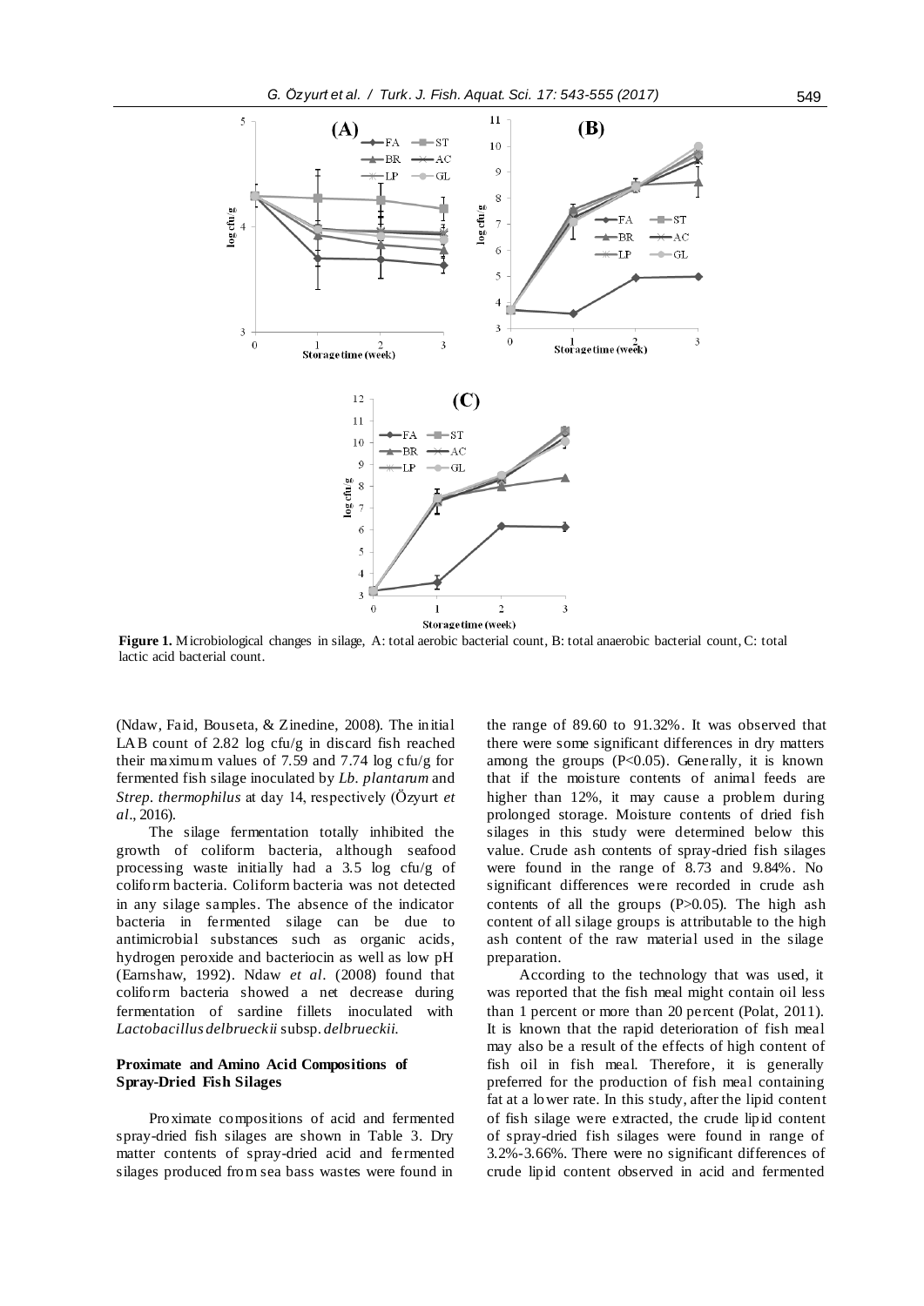(A)

5

log cfu/g

4

3

0 1 2 3

Storage time (week)

FA ST BR AC LP GL

(B)

11 10 9 8 7 6 5 4 3

log cfu/g

0 1 2 3

Storage time (week)

FA ST BR AC LP GL

(C)

12 11 10 9 8 7 6 5 4 3

log cfu/g

0 1 2 3

Storage time (week)

FA ST BR AC LP GL

**Figure 1.** Microbiological changes in silage, A: total aerobic bacterial count, B: total anaerobic bacterial count, C: total lactic acid bacterial count.

(Ndaw, Faid, Bouseta, & Zinedine, 2008). The initial LAB count of 2.82 log cfu/g in discard fish reached their maximum values of 7.59 and 7.74 log cfu/g for fermented fish silage inoculated by *Lb. plantarum* and *Strep. thermophilus* at day 14, respectively (Özyurt *et al*., 2016).

The silage fermentation totally inhibited the growth of coliform bacteria, although seafood processing waste initially had a 3.5 log cfu/g of coliform bacteria. Coliform bacteria was not detected in any silage samples. The absence of the indicator bacteria in fermented silage can be due to antimicrobial substances such as organic acids, hydrogen peroxide and bacteriocin as well as low pH (Earnshaw, 1992). Ndaw *et al*. (2008) found that coliform bacteria showed a net decrease during fermentation of sardine fillets inoculated with *Lactobacillus delbrueckii* subsp. *delbrueckii*.

### Proximate and Amino Acid Compositions of Spray-Dried Fish Silages

Proximate compositions of acid and fermented spray-dried fish silages are shown in Table 3. Dry matter contents of spray-dried acid and fermented silages produced from sea bass wastes were found in the range of 89.60 to 91.32%. It was observed that there were some significant differences in dry matters among the groups ($P<0.05$). Generally, it is known that if the moisture contents of animal feeds are higher than 12%, it may cause a problem during prolonged storage. Moisture contents of dried fish silages in this study were determined below this value. Crude ash contents of spray-dried fish silages were found in the range of 8.73 and 9.84%. No significant differences were recorded in crude ash contents of all the groups ($P>0.05$). The high ash content of all silage groups is attributable to the high ash content of the raw material used in the silage preparation.

According to the technology that was used, it was reported that the fish meal might contain oil less than 1 percent or more than 20 percent (Polat, 2011). It is known that the rapid deterioration of fish meal may also be a result of the effects of high content of fish oil in fish meal. Therefore, it is generally preferred for the production of fish meal containing fat at a lower rate. In this study, after the lipid content of fish silage were extracted, the crude lipid content of spray-dried fish silages were found in range of 3.2%-3.66%. There were no significant differences of crude lipid content observed in acid and fermented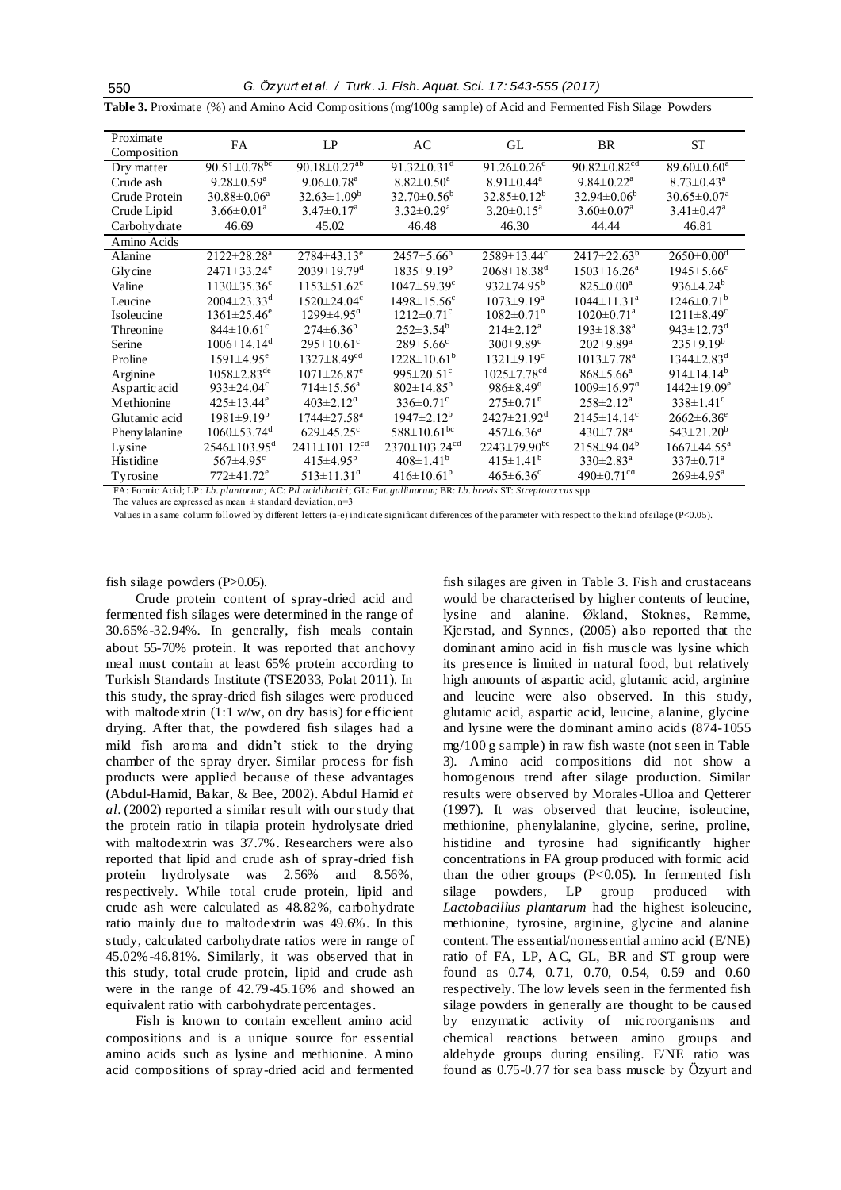**Table 3.** Proximate (%) and Amino Acid Compositions (mg/100g sample) of Acid and Fermented Fish Silage Powders

| Proximate Composition | FA | LP | AC | GL | BR | ST |
|---|---|---|---|---|---|---|
| Dry matter | 90.51±0.78[bc] | 90.18±0.27[ab] | 91.32±0.31[d] | 91.26±0.26[d] | 90.82±0.82[cd] | 89.60±0.60[a] |
| Crude ash | 9.28±0.59[a] | 9.06±0.78[a] | 8.82±0.50[a] | 8.91±0.44[a] | 9.84±0.22[a] | 8.73±0.43[a] |
| Crude Protein | 30.88±0.06[a] | 32.63±1.09[b] | 32.70±0.56[b] | 32.85±0.12[b] | 32.94±0.06[b] | 30.65±0.07[a] |
| Crude Lipid | 3.66±0.01[a] | 3.47±0.17[a] | 3.32±0.29[a] | 3.20±0.15[a] | 3.60±0.07[a] | 3.41±0.47[a] |
| Carbohydrate | 46.69 | 45.02 | 46.48 | 46.30 | 44.44 | 46.81 |
| **Amino Acids** | | | | | | |
| Alanine | 2122±28.28[a] | 2784±43.13[e] | 2457±5.66[b] | 2589±13.44[c] | 2417±22.63[b] | 2650±0.00[d] |
| Glycine | 2471±33.24[e] | 2039±19.79[d] | 1835±9.19[b] | 2068±18.38[d] | 1503±16.26[a] | 1945±5.66[c] |
| Valine | 1130±35.36[c] | 1153±51.62[c] | 1047±59.39[c] | 932±74.95[b] | 825±0.00[a] | 936±4.24[b] |
| Leucine | 2004±23.33[d] | 1520±24.04[c] | 1498±15.56[c] | 1073±9.19[a] | 1044±11.31[a] | 1246±0.71[b] |
| Isoleucine | 1361±25.46[e] | 1299±4.95[d] | 1212±0.71[c] | 1082±0.71[b] | 1020±0.71[a] | 1211±8.49[c] |
| Threonine | 844±10.61[c] | 274±6.36[b] | 252±3.54[b] | 214±2.12[a] | 193±18.38[a] | 943±12.73[d] |
| Serine | 1006±14.14[d] | 295±10.61[c] | 289±5.66[c] | 300±9.89[c] | 202±9.89[a] | 235±9.19[b] |
| Proline | 1591±4.95[e] | 1327±8.49[cd] | 1228±10.61[b] | 1321±9.19[c] | 1013±7.78[a] | 1344±2.83[d] |
| Arginine | 1058±2.83[de] | 1071±26.87[e] | 995±20.51[c] | 1025±7.78[cd] | 868±5.66[a] | 914±14.14[b] |
| Aspartic acid | 933±24.04[c] | 714±15.56[a] | 802±14.85[b] | 986±8.49[d] | 1009±16.97[d] | 1442±19.09[e] |
| Methionine | 425±13.44[e] | 403±2.12[d] | 336±0.71[c] | 275±0.71[b] | 258±2.12[a] | 338±1.41[c] |
| Glutamic acid | 1981±9.19[b] | 1744±27.58[a] | 1947±2.12[b] | 2427±21.92[d] | 2145±14.14[c] | 2662±6.36[e] |
| Phenylalanine | 1060±53.74[d] | 629±45.25[c] | 588±10.61[bc] | 457±6.36[a] | 430±7.78[a] | 543±21.20[b] |
| Lysine | 2546±103.95[d] | 2411±101.12[cd] | 2370±103.24[cd] | 2243±79.90[bc] | 2158±94.04[b] | 1667±44.55[a] |
| Histidine | 567±4.95[c] | 415±4.95[b] | 408±1.41[b] | 415±1.41[b] | 330±2.83[a] | 337±0.71[a] |
| Tyrosine | 772±41.72[e] | 513±11.31[d] | 416±10.61[b] | 465±6.36[c] | 490±0.71[cd] | 269±4.95[a] |

FA: Formic Acid; LP: *Lb. plantarum;* AC: *Pd. acidilactici*; GL: *Ent. gallinarum;* BR: *Lb. brevis* ST: *Streptococcus* spp

The values are expressed as mean ± standard deviation, n=3

Values in a same column followed by different letters (a-e) indicate significant differences of the parameter with respect to the kind of silage (P<0.05).

fish silage powders (P>0.05).

Crude protein content of spray-dried acid and fermented fish silages were determined in the range of 30.65%-32.94%. In generally, fish meals contain about 55-70% protein. It was reported that anchovy meal must contain at least 65% protein according to Turkish Standards Institute (TSE2033, Polat 2011). In this study, the spray-dried fish silages were produced with maltodextrin (1:1 w/w, on dry basis) for efficient drying. After that, the powdered fish silages had a mild fish aroma and didn't stick to the drying chamber of the spray dryer. Similar process for fish products were applied because of these advantages (Abdul-Hamid, Bakar, & Bee, 2002). Abdul Hamid *et al*. (2002) reported a similar result with our study that the protein ratio in tilapia protein hydrolysate dried with maltodextrin was 37.7%. Researchers were also reported that lipid and crude ash of spray-dried fish protein hydrolysate was 2.56% and 8.56%, respectively. While total crude protein, lipid and crude ash were calculated as 48.82%, carbohydrate ratio mainly due to maltodextrin was 49.6%. In this study, calculated carbohydrate ratios were in range of 45.02%-46.81%. Similarly, it was observed that in this study, total crude protein, lipid and crude ash were in the range of 42.79-45.16% and showed an equivalent ratio with carbohydrate percentages.

Fish is known to contain excellent amino acid compositions and is a unique source for essential amino acids such as lysine and methionine. Amino acid compositions of spray-dried acid and fermented fish silages are given in Table 3. Fish and crustaceans would be characterised by higher contents of leucine, lysine and alanine. Økland, Stoknes, Remme, Kjerstad, and Synnes, (2005) also reported that the dominant amino acid in fish muscle was lysine which its presence is limited in natural food, but relatively high amounts of aspartic acid, glutamic acid, arginine and leucine were also observed. In this study, glutamic acid, aspartic acid, leucine, alanine, glycine and lysine were the dominant amino acids (874-1055 mg/100 g sample) in raw fish waste (not seen in Table 3). Amino acid compositions did not show a homogenous trend after silage production. Similar results were observed by Morales-Ulloa and Qetterer (1997). It was observed that leucine, isoleucine, methionine, phenylalanine, glycine, serine, proline, histidine and tyrosine had significantly higher concentrations in FA group produced with formic acid than the other groups (P<0.05). In fermented fish silage powders, LP group produced with *Lactobacillus plantarum* had the highest isoleucine, methionine, tyrosine, arginine, glycine and alanine content. The essential/nonessential amino acid (E/NE) ratio of FA, LP, AC, GL, BR and ST group were found as 0.74, 0.71, 0.70, 0.54, 0.59 and 0.60 respectively. The low levels seen in the fermented fish silage powders in generally are thought to be caused by enzymatic activity of microorganisms and chemical reactions between amino groups and aldehyde groups during ensiling. E/NE ratio was found as 0.75-0.77 for sea bass muscle by Özyurt and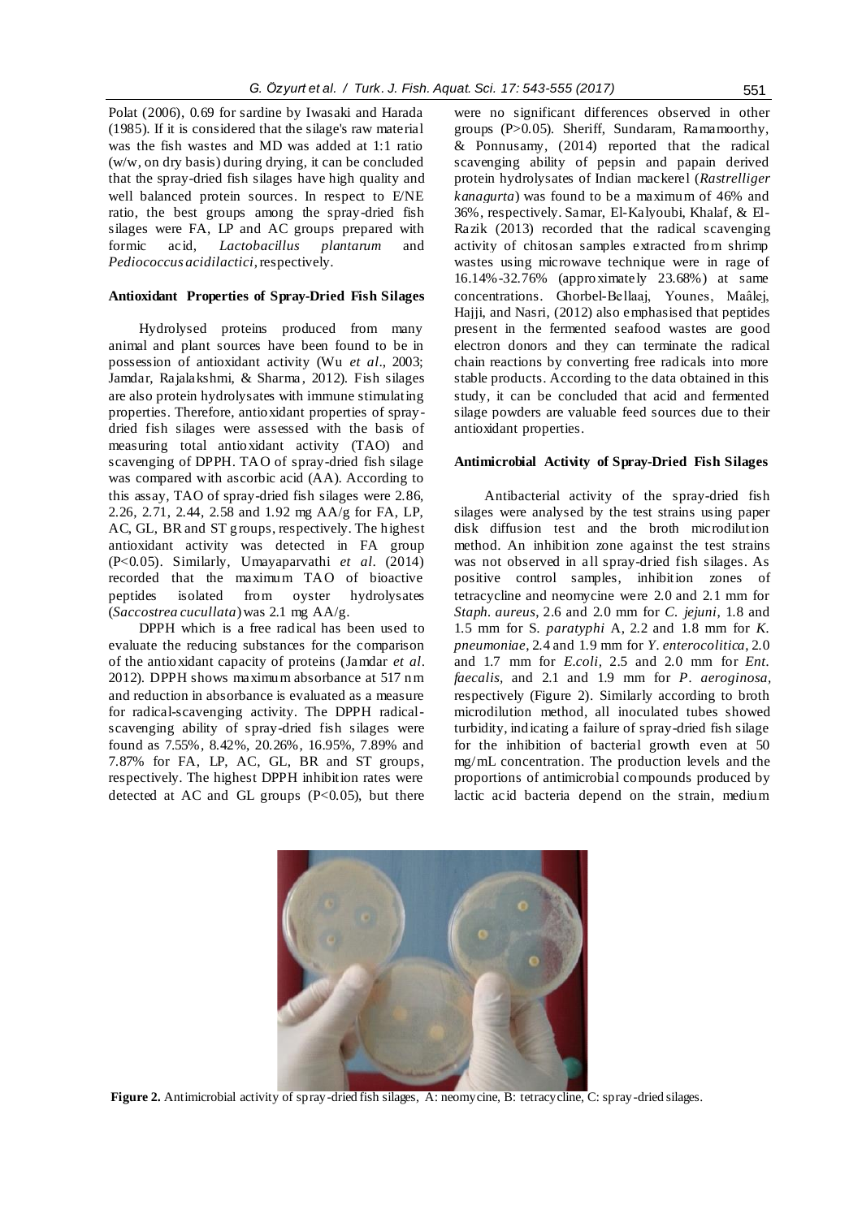Polat (2006), 0.69 for sardine by Iwasaki and Harada (1985). If it is considered that the silage's raw material was the fish wastes and MD was added at 1:1 ratio (w/w, on dry basis) during drying, it can be concluded that the spray-dried fish silages have high quality and well balanced protein sources. In respect to E/NE ratio, the best groups among the spray-dried fish silages were FA, LP and AC groups prepared with formic acid, *Lactobacillus plantarum* and *Pediococcus acidilactici*, respectively.

### Antioxidant Properties of Spray-Dried Fish Silages

Hydrolysed proteins produced from many animal and plant sources have been found to be in possession of antioxidant activity (Wu *et al*., 2003; Jamdar, Rajalakshmi, & Sharma, 2012). Fish silages are also protein hydrolysates with immune stimulating properties. Therefore, antioxidant properties of spray-dried fish silages were assessed with the basis of measuring total antioxidant activity (TAO) and scavenging of DPPH. TAO of spray-dried fish silage was compared with ascorbic acid (AA). According to this assay, TAO of spray-dried fish silages were 2.86, 2.26, 2.71, 2.44, 2.58 and 1.92 mg AA/g for FA, LP, AC, GL, BR and ST groups, respectively. The highest antioxidant activity was detected in FA group ($P<0.05$). Similarly, Umayaparvathi *et al*. (2014) recorded that the maximum TAO of bioactive peptides isolated from oyster hydrolysates (*Saccostrea cucullata*) was 2.1 mg AA/g.

DPPH which is a free radical has been used to evaluate the reducing substances for the comparison of the antioxidant capacity of proteins (Jamdar *et al*. 2012). DPPH shows maximum absorbance at 517 nm and reduction in absorbance is evaluated as a measure for radical-scavenging activity. The DPPH radical-scavenging ability of spray-dried fish silages were found as 7.55%, 8.42%, 20.26%, 16.95%, 7.89% and 7.87% for FA, LP, AC, GL, BR and ST groups, respectively. The highest DPPH inhibition rates were detected at AC and GL groups ($P<0.05$), but there were no significant differences observed in other groups ($P>0.05$). Sheriff, Sundaram, Ramamoorthy, & Ponnusamy, (2014) reported that the radical scavenging ability of pepsin and papain derived protein hydrolysates of Indian mackerel (*Rastrelliger kanagurta*) was found to be a maximum of 46% and 36%, respectively. Samar, El-Kalyoubi, Khalaf, & El-Razik (2013) recorded that the radical scavenging activity of chitosan samples extracted from shrimp wastes using microwave technique were in rage of 16.14%-32.76% (approximately 23.68%) at same concentrations. Ghorbel-Bellaaj, Younes, Maâlej, Hajji, and Nasri, (2012) also emphasised that peptides present in the fermented seafood wastes are good electron donors and they can terminate the radical chain reactions by converting free radicals into more stable products. According to the data obtained in this study, it can be concluded that acid and fermented silage powders are valuable feed sources due to their antioxidant properties.

### Antimicrobial Activity of Spray-Dried Fish Silages

Antibacterial activity of the spray-dried fish silages were analysed by the test strains using paper disk diffusion test and the broth microdilution method. An inhibition zone against the test strains was not observed in all spray-dried fish silages. As positive control samples, inhibition zones of tetracycline and neomycine were 2.0 and 2.1 mm for *Staph. aureus*, 2.6 and 2.0 mm for *C. jejuni*, 1.8 and 1.5 mm for *S. paratyphi* A, 2.2 and 1.8 mm for *K. pneumoniae*, 2.4 and 1.9 mm for *Y. enterocolitica*, 2.0 and 1.7 mm for *E.coli*, 2.5 and 2.0 mm for *Ent. faecalis*, and 2.1 and 1.9 mm for *P. aeroginosa*, respectively (Figure 2). Similarly according to broth microdilution method, all inoculated tubes showed turbidity, indicating a failure of spray-dried fish silage for the inhibition of bacterial growth even at 50 mg/mL concentration. The production levels and the proportions of antimicrobial compounds produced by lactic acid bacteria depend on the strain, medium

**Figure 2.** Antimicrobial activity of spray-dried fish silages, A: neomycine, B: tetracycline, C: spray-dried silages.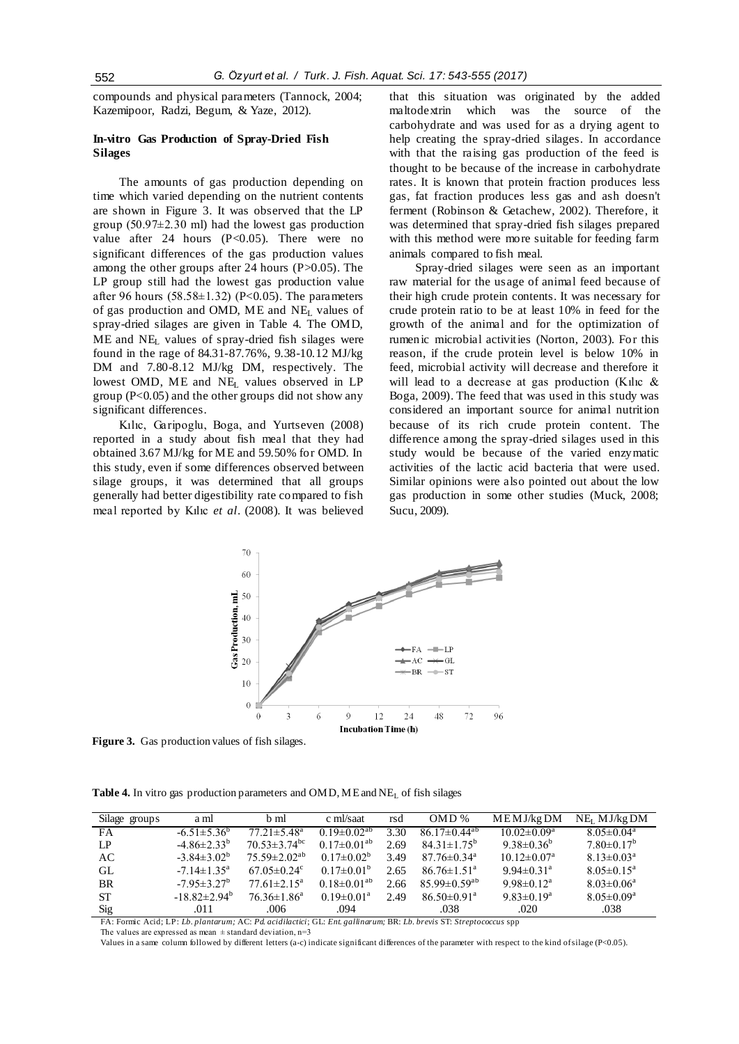compounds and physical parameters (Tannock, 2004; Kazemipoor, Radzi, Begum, & Yaze, 2012).

### In-vitro Gas Production of Spray-Dried Fish Silages

The amounts of gas production depending on time which varied depending on the nutrient contents are shown in Figure 3. It was observed that the LP group (50.97±2.30 ml) had the lowest gas production value after 24 hours ($P<0.05$). There were no significant differences of the gas production values among the other groups after 24 hours ($P>0.05$). The LP group still had the lowest gas production value after 96 hours (58.58±1.32) ($P<0.05$). The parameters of gas production and OMD, ME and $NE_L$ values of spray-dried silages are given in Table 4. The OMD, ME and $NE_L$ values of spray-dried fish silages were found in the range of 84.31-87.76%, 9.38-10.12 MJ/kg DM and 7.80-8.12 MJ/kg DM, respectively. The lowest OMD, ME and $NE_L$ values observed in LP group ($P<0.05$) and the other groups did not show any significant differences.

Kılıc, Garipoglu, Boga, and Yurtseven (2008) reported in a study about fish meal that they had obtained 3.67 MJ/kg for ME and 59.50% for OMD. In this study, even if some differences observed between silage groups, it was determined that all groups generally had better digestibility rate compared to fish meal reported by Kılıc *et al*. (2008). It was believed that this situation was originated by the added maltodextrin which was the source of the carbohydrate and was used for as a drying agent to help creating the spray-dried silages. In accordance with that the raising gas production of the feed is thought to be because of the increase in carbohydrate rates. It is known that protein fraction produces less gas, fat fraction produces less gas and ash doesn't ferment (Robinson & Getachew, 2002). Therefore, it was determined that spray-dried fish silages prepared with this method were more suitable for feeding farm animals compared to fish meal.

Spray-dried silages were seen as an important raw material for the usage of animal feed because of their high crude protein contents. It was necessary for crude protein ratio to be at least 10% in feed for the growth of the animal and for the optimization of rumenic microbial activities (Norton, 2003). For this reason, if the crude protein level is below 10% in feed, microbial activity will decrease and therefore it will lead to a decrease at gas production (Kılıc & Boga, 2009). The feed that was used in this study was considered an important source for animal nutrition because of its rich crude protein content. The difference among the spray-dried silages used in this study would be because of the varied enzymatic activities of the lactic acid bacteria that were used. Similar opinions were also pointed out about the low gas production in some other studies (Muck, 2008; Sucu, 2009).

**Figure 3.** Gas production values of fish silages.

**Table 4.** In vitro gas production parameters and OMD, ME and $NE_L$ of fish silages

| Silage groups | a ml | b ml | c ml/saat | rsd | OMD % | ME MJ/kg DM | $NE_L$ MJ/kg DM |
|---|---|---|---|---|---|---|---|
| FA | -6.51±5.36[b] | 77.21±5.48[a] | 0.19±0.02[ab] | 3.30 | 86.17±0.44[ab] | 10.02±0.09[a] | 8.05±0.04[a] |
| LP | -4.86±2.33[b] | 70.53±3.74[bc] | 0.17±0.01[ab] | 2.69 | 84.31±1.75[b] | 9.38±0.36[b] | 7.80±0.17[b] |
| AC | -3.84±3.02[b] | 75.59±2.02[ab] | 0.17±0.02[b] | 3.49 | 87.76±0.34[a] | 10.12±0.07[a] | 8.13±0.03[a] |
| GL | -7.14±1.35[a] | 67.05±0.24[c] | 0.17±0.01[b] | 2.65 | 86.76±1.51[a] | 9.94±0.31[a] | 8.05±0.15[a] |
| BR | -7.95±3.27[b] | 77.61±2.15[a] | 0.18±0.01[ab] | 2.66 | 85.99±0.59[ab] | 9.98±0.12[a] | 8.03±0.06[a] |
| ST | -18.82±2.94[b] | 76.36±1.86[a] | 0.19±0.01[a] | 2.49 | 86.50±0.91[a] | 9.83±0.19[a] | 8.05±0.09[a] |
| Sig | .011 | .006 | .094 | | .038 | .020 | .038 |

FA: Formic Acid; LP: *Lb. plantarum;* AC: *Pd. acidilactici*; GL: *Ent. gallinarum;* BR: *Lb. brevis* ST: *Streptococcus* spp

The values are expressed as mean ± standard deviation, n=3

Values in a same column followed by different letters (a-c) indicate significant differences of the parameter with respect to the kind of silage ($P<0.05$).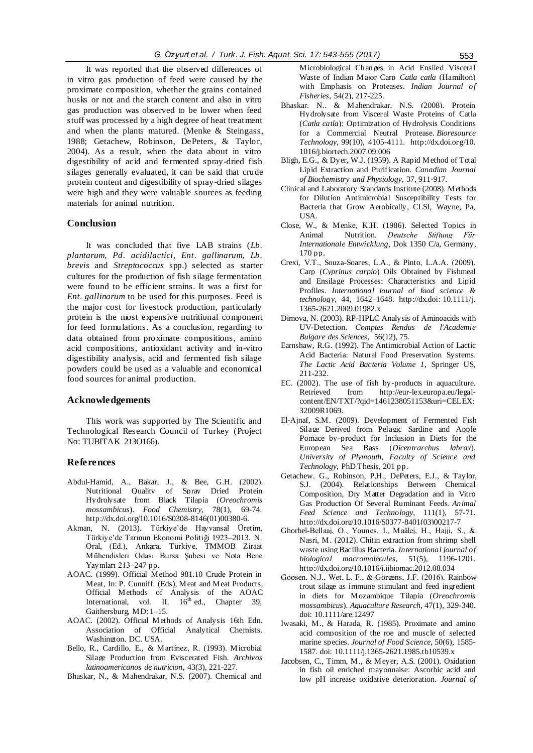It was reported that the observed differences of in vitro gas production of feed were caused by the proximate composition, whether the grains contained husks or not and the starch content and also in vitro gas production was observed to be lower when feed stuff was processed by a high degree of heat treatment and when the plants matured. (Menke & Steingass, 1988; Getachew, Robinson, DePeters, & Taylor, 2004). As a result, when the data about in vitro digestibility of acid and fermented spray-dried fish silages generally evaluated, it can be said that crude protein content and digestibility of spray-dried silages were high and they were valuable sources as feeding materials for animal nutrition.

## Conclusion

It was concluded that five LAB strains (*Lb. plantarum, Pd. acidilactici, Ent. gallinarum, Lb. brevis* and *Streptococcus* spp.) selected as starter cultures for the production of fish silage fermentation were found to be efficient strains. It was a first for *Ent. gallinarum* to be used for this purposes. Feed is the major cost for livestock production, particularly protein is the most expensive nutritional component for feed formulations. As a conclusion, regarding to data obtained from proximate compositions, amino acid compositions, antioxidant activity and in-vitro digestibility analysis, acid and fermented fish silage powders could be used as a valuable and economical food sources for animal production.

## Acknowledgements

This work was supported by The Scientific and Technological Research Council of Turkey (Project No: TUBITAK 213O166).

## References

Abdul-Hamid, A., Bakar, J., & Bee, G.H. (2002). Nutritional Quality of Spray Dried Protein Hydrolysate from Black Tilapia (*Oreochromis mossambicus*). *Food Chemistry*, 78(1), 69-74. http://dx.doi.org/10.1016/S0308-8146(01)00380-6.

Akman, N. (2013). Türkiye'de Hayvansal Üretim, Türkiye'de Tarımın Ekonomi Politiği 1923–2013. N. Oral, (Ed.), Ankara, Türkiye, TMMOB Ziraat Mühendisleri Odası Bursa Şubesi ve Nota Bene Yayınları 213–247 pp.

AOAC. (1999). Official Method 981.10 Crude Protein in Meat, In: P. Cunniff. (Eds), Meat and Meat Products, Official Methods of Analysis of the AOAC International, vol. II. 16th ed., Chapter 39, Gaithersburg, MD: 1–15.

AOAC. (2002). Official Methods of Analysis 16th Edn. Association of Official Analytical Chemists. Washington, DC. USA.

Bello, R., Cardillo, E., & Martínez, R. (1993). Microbial Silage Production from Eviscerated Fish. *Archivos latinoamericanos de nutricion*, 43(3), 221-227.

Bhaskar, N., & Mahendrakar, N.S. (2007). Chemical and Microbiological Changes in Acid Ensiled Visceral Waste of Indian Major Carp *Catla catla* (Hamilton) with Emphasis on Proteases. *Indian Journal of Fisheries*, 54(2), 217-225.

Bhaskar, N., & Mahendrakar, N.S. (2008). Protein Hydrolysate from Visceral Waste Proteins of Catla (*Catla catla*): Optimization of Hydrolysis Conditions for a Commercial Neutral Protease. *Bioresource Technology*, 99(10), 4105-4111. http://dx.doi.org/10.1016/j.biortech.2007.09.006

Bligh, E.G., & Dyer, W.J. (1959). A Rapid Method of Total Lipid Extraction and Purification. *Canadian Journal of Biochemistry and Physiology*, 37, 911-917.

Clinical and Laboratory Standards Institute (2008). Methods for Dilution Antimicrobial Susceptibility Tests for Bacteria that Grow Aerobically, CLSI, Wayne, Pa, USA.

Close, W., & Menke, K.H. (1986). Selected Topics in Animal Nutrition. *Deutsche Stiftung Für Internationale Entwicklung*, Dok 1350 C/a, Germany, 170 pp.

Crexi, V.T., Souza-Soares, L.A., & Pinto, L.A.A. (2009). Carp (*Cyprinus carpio*) Oils Obtained by Fishmeal and Ensilage Processes: Characteristics and Lipid Profiles. *International journal of food science & technology*, 44, 1642–1648. http://dx.doi: 10.1111/j.1365-2621.2009.01982.x

Dimova, N. (2003). RP-HPLC Analysis of Aminoacids with UV-Detection. *Comptes Rendus de l'Academie Bulgare des Sciences*, 56(12), 75.

Earnshaw, R.G. (1992). The Antimicrobial Action of Lactic Acid Bacteria: Natural Food Preservation Systems. *The Lactic Acid Bacteria Volume 1*, Springer US, 211-232.

EC. (2002). The use of fish by-products in aquaculture. Retrieved from http://eur-lex.europa.eu/legal-content/EN/TXT/?qid=1461238051153&uri=CELEX:32009R1069.

El-Ajnaf, S.M. (2009). Development of Fermented Fish Silage Derived from Pelagic Sardine and Apple Pomace by-product for Inclusion in Diets for the European Sea Bass (*Dicentrarchus labrax*). *University of Plymouth, Faculty of Science and Technology*, PhD Thesis, 201 pp.

Getachew, G., Robinson, P.H., DePeters, E.J., & Taylor, S.J. (2004). Relationships Between Chemical Composition, Dry Matter Degradation and in Vitro Gas Production Of Several Ruminant Feeds. *Animal Feed Science and Technology*, 111(1), 57-71. http://dx.doi.org/10.1016/S0377-8401(03)00217-7

Ghorbel-Bellaaj, O., Younes, I., Maâlej, H., Hajji, S., & Nasri, M. (2012). Chitin extraction from shrimp shell waste using Bacillus Bacteria. *International journal of biological macromolecules*, 51(5), 1196-1201. http://dx.doi.org/10.1016/j.ijbiomac.2012.08.034

Goosen, N.J., Wet, L. F., & Görgens, J.F. (2016). Rainbow trout silage as immune stimulant and feed ingredient in diets for Mozambique Tilapia (*Oreochromis mossambicus*). *Aquaculture Research*, 47(1), 329-340. doi: 10.1111/are.12497

Iwasaki, M., & Harada, R. (1985). Proximate and amino acid composition of the roe and muscle of selected marine species. *Journal of Food Science*, 50(6), 1585-1587. doi: 10.1111/j.1365-2621.1985.tb10539.x

Jacobsen, C., Timm, M., & Meyer, A.S. (2001). Oxidation in fish oil enriched mayonnaise: Ascorbic acid and low pH increase oxidative deterioration. *Journal of*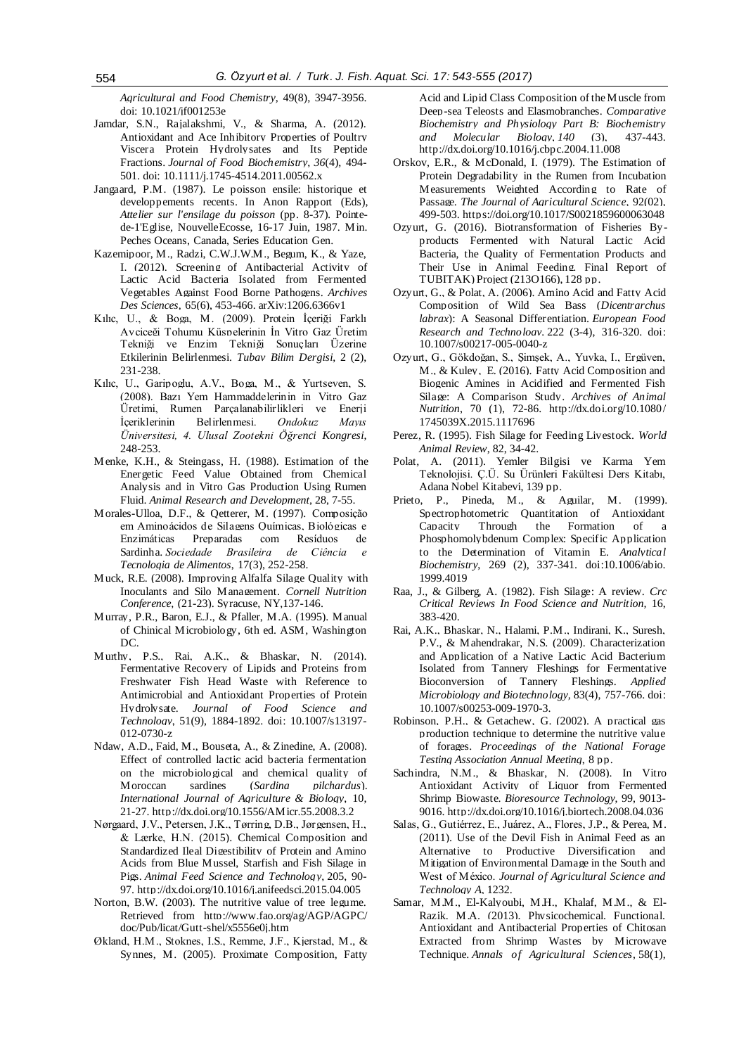*Agricultural and Food Chemistry*, 49(8), 3947-3956. doi: 10.1021/jf001253e

Jamdar, S.N., Rajalakshmi, V., & Sharma, A. (2012). Antioxidant and Ace Inhibitory Properties of Poultry Viscera Protein Hydrolysates and Its Peptide Fractions. *Journal of Food Biochemistry*, *36*(4), 494-501. doi: 10.1111/j.1745-4514.2011.00562.x

Jangaard, P.M. (1987). Le poisson ensile: historique et developpements recents. In Anon Rapport (Eds), *Attelier sur l'ensilage du poisson* (pp. 8-37). Pointe-de-1'Eglise, NouvelleEcosse, 16-17 Juin, 1987. Min. Peches Oceans, Canada, Series Education Gen.

Kazemipoor, M., Radzi, C.W.J.W.M., Begum, K., & Yaze, I. (2012). Screening of Antibacterial Activity of Lactic Acid Bacteria Isolated from Fermented Vegetables Against Food Borne Pathogens. *Archives Des Sciences*, 65(6), 453-466. arXiv:1206.6366v1

Kılıc, U., & Boga, M. (2009). Protein İçeriği Farklı Avciceği Tohumu Küspelerinin İn Vitro Gaz Üretim Tekniği ve Enzim Tekniği Sonuçları Üzerine Etkilerinin Belirlenmesi. *Tubav Bilim Dergisi*, 2 (2), 231-238.

Kılıc, U., Garipoglu, A.V., Boga, M., & Yurtseven, S. (2008). Bazı Yem Hammaddelerinin in Vitro Gaz Üretimi, Rumen Parçalanabilirlikleri ve Enerji İçeriklerinin Belirlenmesi. *Ondokuz Mayıs Üniversitesi, 4. Ulusal Zootekni Öğrenci Kongresi*, 248-253.

Menke, K.H., & Steingass, H. (1988). Estimation of the Energetic Feed Value Obtained from Chemical Analysis and in Vitro Gas Production Using Rumen Fluid. *Animal Research and Development*, 28, 7-55.

Morales-Ulloa, D.F., & Qetterer, M. (1997). Composição em Aminoácidos de Silagens Químicas, Biológicas e Enzimáticas Preparadas com Resíduos de Sardinha. *Sociedade Brasileira de Ciência e Tecnologia de Alimentos*, 17(3), 252-258.

Muck, R.E. (2008). Improving Alfalfa Silage Quality with Inoculants and Silo Management. *Cornell Nutrition Conference*, (21-23). Syracuse, NY,137-146.

Murray, P.R., Baron, E.J., & Pfaller, M.A. (1995). Manual of Chinical Microbiology, 6th ed. ASM, Washington DC.

Murthy, P.S., Rai, A.K., & Bhaskar, N. (2014). Fermentative Recovery of Lipids and Proteins from Freshwater Fish Head Waste with Reference to Antimicrobial and Antioxidant Properties of Protein Hydrolysate. *Journal of Food Science and Technology*, 51(9), 1884-1892. doi: 10.1007/s13197-012-0730-z

Ndaw, A.D., Faid, M., Bouseta, A., & Zinedine, A. (2008). Effect of controlled lactic acid bacteria fermentation on the microbiological and chemical quality of Moroccan sardines (*Sardina pilchardus*). *International Journal of Agriculture & Biology*, 10, 21-27. http://dx.doi.org/10.1556/AMicr.55.2008.3.2

Nørgaard, J.V., Petersen, J.K., Tørring, D.B., Jørgensen, H., & Lærke, H.N. (2015). Chemical Composition and Standardized Ileal Digestibility of Protein and Amino Acids from Blue Mussel, Starfish and Fish Silage in Pigs. *Animal Feed Science and Technology*, 205, 90-97. http://dx.doi.org/10.1016/j.anifeedsci.2015.04.005

Norton, B.W. (2003). The nutritive value of tree legume. Retrieved from http://www.fao.org/ag/AGP/AGPC/doc/Pub/licat/Gutt-shel/x5556e0j.htm

Økland, H.M., Stoknes, I.S., Remme, J.F., Kjerstad, M., & Synnes, M. (2005). Proximate Composition, Fatty Acid and Lipid Class Composition of the Muscle from Deep-sea Teleosts and Elasmobranches. *Comparative Biochemistry and Physiology Part B: Biochemistry and Molecular Biology*, *140* (3), 437-443. http://dx.doi.org/10.1016/j.cbpc.2004.11.008

Orskov, E.R., & McDonald, I. (1979). The Estimation of Protein Degradability in the Rumen from Incubation Measurements Weighted According to Rate of Passage. *The Journal of Agricultural Science*, 92(02), 499-503. https://doi.org/10.1017/S0021859600063048

Ozyurt, G. (2016). Biotransformation of Fisheries By-products Fermented with Natural Lactic Acid Bacteria, the Quality of Fermentation Products and Their Use in Animal Feeding. Final Report of TUBITAK) Project (213O166), 128 pp.

Ozyurt, G., & Polat, A. (2006). Amino Acid and Fatty Acid Composition of Wild Sea Bass (*Dicentrarchus labrax*): A Seasonal Differentiation. *European Food Research and Technology*. 222 (3-4), 316-320. doi: 10.1007/s00217-005-0040-z

Ozyurt, G., Gökdoğan, S., Şimşek, A., Yuvka, I., Ergüven, M., & Kuley, E. (2016). Fatty Acid Composition and Biogenic Amines in Acidified and Fermented Fish Silage: A Comparison Study. *Archives of Animal Nutrition*, 70 (1), 72-86. http://dx.doi.org/10.1080/1745039X.2015.1117696

Perez, R. (1995). Fish Silage for Feeding Livestock. *World Animal Review*, 82, 34-42.

Polat, A. (2011). Yemler Bilgisi ve Karma Yem Teknolojisi. Ç.Ü. Su Ürünleri Fakültesi Ders Kitabı, Adana Nobel Kitabevi, 139 pp.

Prieto, P., Pineda, M., & Aguilar, M. (1999). Spectrophotometric Quantitation of Antioxidant Capacity Through the Formation of a Phosphomolybdenum Complex: Specific Application to the Determination of Vitamin E. *Analytical Biochemistry*, 269 (2), 337-341. doi:10.1006/abio.1999.4019

Raa, J., & Gilberg, A. (1982). Fish Silage: A review. *Crc Critical Reviews In Food Science and Nutrition,* 16, 383-420.

Rai, A.K., Bhaskar, N., Halami, P.M., Indirani, K., Suresh, P.V., & Mahendrakar, N.S. (2009). Characterization and Application of a Native Lactic Acid Bacterium Isolated from Tannery Fleshings for Fermentative Bioconversion of Tannery Fleshings. *Applied Microbiology and Biotechnology*, 83(4), 757-766. doi: 10.1007/s00253-009-1970-3.

Robinson, P.H., & Getachew, G. (2002). A practical gas production technique to determine the nutritive value of forages. *Proceedings of the National Forage Testing Association Annual Meeting*, 8 pp.

Sachindra, N.M., & Bhaskar, N. (2008). In Vitro Antioxidant Activity of Liquor from Fermented Shrimp Biowaste. *Bioresource Technology*, 99, 9013-9016. http://dx.doi.org/10.1016/j.biortech.2008.04.036

Salas, G., Gutiérrez, E., Juárez, A., Flores, J.P., & Perea, M. (2011). Use of the Devil Fish in Animal Feed as an Alternative to Productive Diversification and Mitigation of Environmental Damage in the South and West of México. *Journal of Agricultural Science and Technology A*, 1232.

Samar, M.M., El-Kalyoubi, M.H., Khalaf, M.M., & El-Razik, M.A. (2013). Physicochemical, Functional, Antioxidant and Antibacterial Properties of Chitosan Extracted from Shrimp Wastes by Microwave Technique. *Annals of Agricultural Sciences*, 58(1),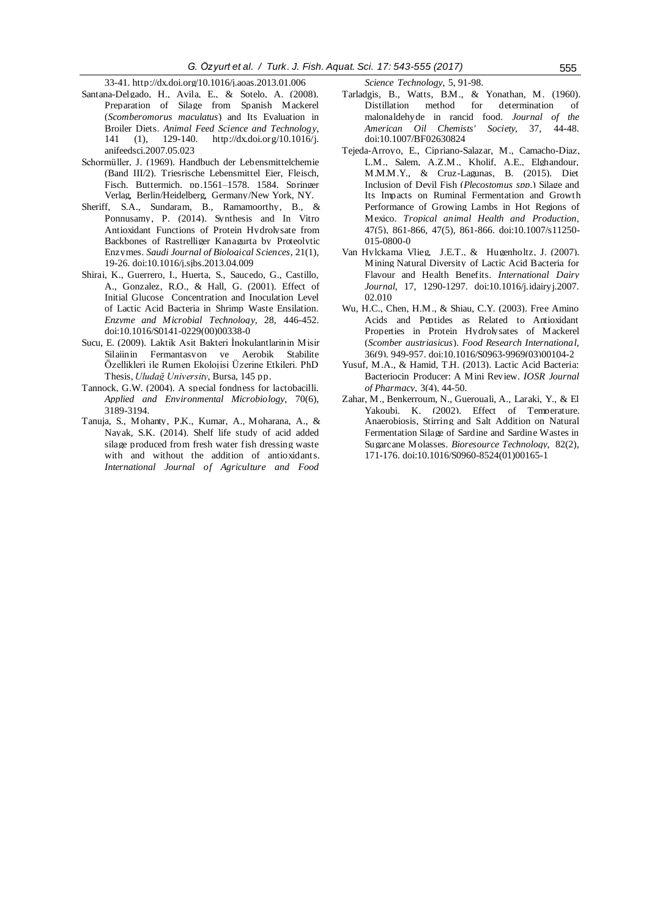33-41. http://dx.doi.org/10.1016/j.aoas.2013.01.006

Santana-Delgado, H., Avila, E., & Sotelo, A. (2008). Preparation of Silage from Spanish Mackerel (*Scomberomorus maculatus*) and Its Evaluation in Broiler Diets. *Animal Feed Science and Technology*, 141 (1), 129-140. http://dx.doi.org/10.1016/j.anifeedsci.2007.05.023

Schormüller, J. (1969). Handbuch der Lebensmittelchemie (Band III/2). Triesrische Lebensmittel Eier, Fleisch, Fisch, Buttermich, pp.1561–1578, 1584. Springer Verlag, Berlin/Heidelberg, Germany/New York, NY.

Sheriff, S.A., Sundaram, B., Ramamoorthy, B., & Ponnusamy, P. (2014). Synthesis and In Vitro Antioxidant Functions of Protein Hydrolysate from Backbones of Rastrelliger Kanagurta by Proteolytic Enzymes. *Saudi Journal of Biological Sciences*, 21(1), 19-26. doi:10.1016/j.sjbs.2013.04.009

Shirai, K., Guerrero, I., Huerta, S., Saucedo, G., Castillo, A., Gonzalez, R.O., & Hall, G. (2001). Effect of Initial Glucose Concentration and Inoculation Level of Lactic Acid Bacteria in Shrimp Waste Ensilation. *Enzyme and Microbial Technology*, 28, 446-452. doi:10.1016/S0141-0229(00)00338-0

Sucu, E. (2009). Laktik Asit Bakteri İnokulantlarinin Misir Silaiinin Fermantasyon ve Aerobik Stabilite Özellikleri ile Rumen Ekolojisi Üzerine Etkileri. PhD Thesis, *Uludağ University*, Bursa, 145 pp.

Tannock, G.W. (2004). A special fondness for lactobacilli. *Applied and Environmental Microbiology*, 70(6), 3189-3194.

Tanuja, S., Mohanty, P.K., Kumar, A., Moharana, A., & Nayak, S.K. (2014). Shelf life study of acid added silage produced from fresh water fish dressing waste with and without the addition of antioxidants. *International Journal of Agriculture and Food Science Technology*, 5, 91-98.

Tarladgis, B., Watts, B.M., & Yonathan, M. (1960). Distillation method for determination of malonaldehyde in rancid food. *Journal of the American Oil Chemists' Society*, 37, 44-48. doi:10.1007/BF02630824

Tejeda-Arroyo, E., Cipriano-Salazar, M., Camacho-Díaz, L.M., Salem, A.Z.M., Kholif, A.E., Elghandour, M.M.M.Y., & Cruz-Lagunas, B. (2015). Diet Inclusion of Devil Fish (*Plecostomus spp.*) Silage and Its Impacts on Ruminal Fermentation and Growth Performance of Growing Lambs in Hot Regions of Mexico. *Tropical animal Health and Production*, 47(5), 861-866, 47(5), 861-866. doi:10.1007/s11250-015-0800-0

Van Hylckama Vlieg, J.E.T., & Hugenholtz, J. (2007). Mining Natural Diversity of Lactic Acid Bacteria for Flavour and Health Benefits. *International Dairy Journal*, 17, 1290-1297. doi:10.1016/j.idairyj.2007.02.010

Wu, H.C., Chen, H.M., & Shiau, C.Y. (2003). Free Amino Acids and Peptides as Related to Antioxidant Properties in Protein Hydrolysates of Mackerel (*Scomber austriasicus*). *Food Research International*, 36(9), 949-957. doi:10.1016/S0963-9969(03)00104-2

Yusuf, M.A., & Hamid, T.H. (2013). Lactic Acid Bacteria: Bacteriocin Producer: A Mini Review. *IOSR Journal of Pharmacy*, 3(4), 44-50.

Zahar, M., Benkerroum, N., Guerouali, A., Laraki, Y., & El Yakoubi, K. (2002). Effect of Temperature, Anaerobiosis, Stirring and Salt Addition on Natural Fermentation Silage of Sardine and Sardine Wastes in Sugarcane Molasses. *Bioresource Technology*, 82(2), 171-176. doi:10.1016/S0960-8524(01)00165-1